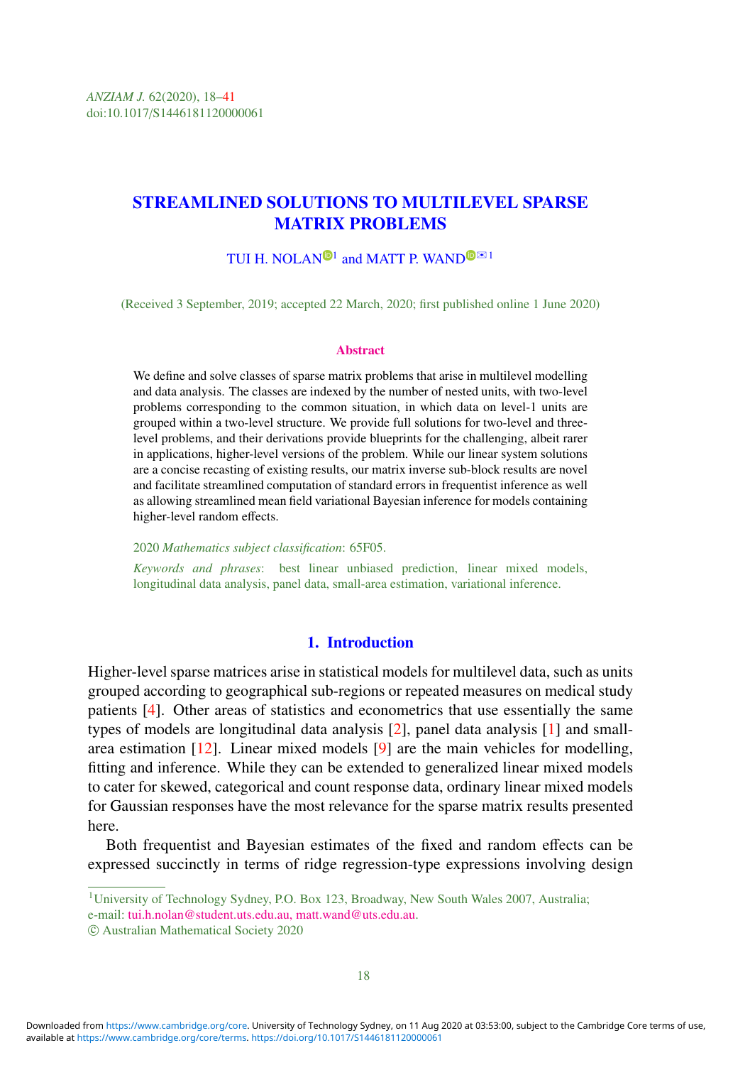# STREAMLINED SOLUTIONS TO MULTILEVEL SPARSE MATRIX PROBLEMS

TUI H. NOLAN[1] and MATT P. WAND[1]

(Received 3 September, 2019; accepted 22 March, 2020; first published online 1 June 2020)

## Abstract

We define and solve classes of sparse matrix problems that arise in multilevel modelling and data analysis. The classes are indexed by the number of nested units, with two-level problems corresponding to the common situation, in which data on level-1 units are grouped within a two-level structure. We provide full solutions for two-level and three-level problems, and their derivations provide blueprints for the challenging, albeit rarer in applications, higher-level versions of the problem. While our linear system solutions are a concise recasting of existing results, our matrix inverse sub-block results are novel and facilitate streamlined computation of standard errors in frequentist inference as well as allowing streamlined mean field variational Bayesian inference for models containing higher-level random effects.

2020 *Mathematics subject classification*: 65F05.

*Keywords and phrases*: best linear unbiased prediction, linear mixed models, longitudinal data analysis, panel data, small-area estimation, variational inference.

## 1. Introduction

Higher-level sparse matrices arise in statistical models for multilevel data, such as units grouped according to geographical sub-regions or repeated measures on medical study patients [4]. Other areas of statistics and econometrics that use essentially the same types of models are longitudinal data analysis [2], panel data analysis [1] and small-area estimation [12]. Linear mixed models [9] are the main vehicles for modelling, fitting and inference. While they can be extended to generalized linear mixed models to cater for skewed, categorical and count response data, ordinary linear mixed models for Gaussian responses have the most relevance for the sparse matrix results presented here.

Both frequentist and Bayesian estimates of the fixed and random effects can be expressed succinctly in terms of ridge regression-type expressions involving design

[1]University of Technology Sydney, P.O. Box 123, Broadway, New South Wales 2007, Australia;
e-mail: tui.h.nolan@student.uts.edu.au, matt.wand@uts.edu.au.

© Australian Mathematical Society 2020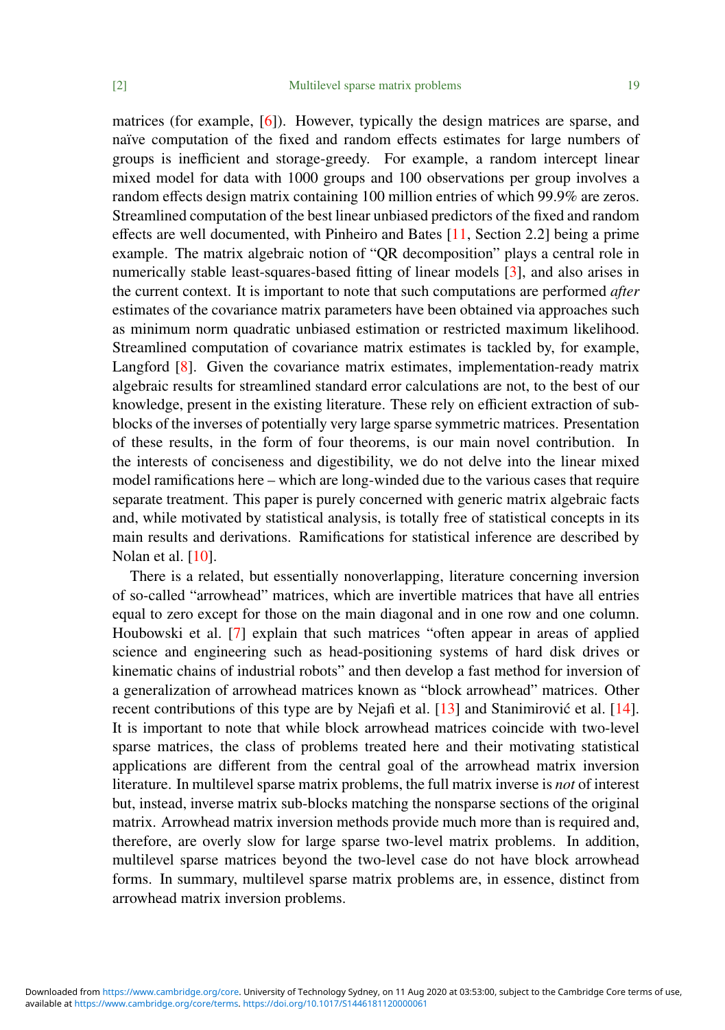matrices (for example, [6]). However, typically the design matrices are sparse, and naïve computation of the fixed and random effects estimates for large numbers of groups is inefficient and storage-greedy. For example, a random intercept linear mixed model for data with 1000 groups and 100 observations per group involves a random effects design matrix containing 100 million entries of which 99.9% are zeros. Streamlined computation of the best linear unbiased predictors of the fixed and random effects are well documented, with Pinheiro and Bates [11, Section 2.2] being a prime example. The matrix algebraic notion of "QR decomposition" plays a central role in numerically stable least-squares-based fitting of linear models [3], and also arises in the current context. It is important to note that such computations are performed *after* estimates of the covariance matrix parameters have been obtained via approaches such as minimum norm quadratic unbiased estimation or restricted maximum likelihood. Streamlined computation of covariance matrix estimates is tackled by, for example, Langford [8]. Given the covariance matrix estimates, implementation-ready matrix algebraic results for streamlined standard error calculations are not, to the best of our knowledge, present in the existing literature. These rely on efficient extraction of sub-blocks of the inverses of potentially very large sparse symmetric matrices. Presentation of these results, in the form of four theorems, is our main novel contribution. In the interests of conciseness and digestibility, we do not delve into the linear mixed model ramifications here – which are long-winded due to the various cases that require separate treatment. This paper is purely concerned with generic matrix algebraic facts and, while motivated by statistical analysis, is totally free of statistical concepts in its main results and derivations. Ramifications for statistical inference are described by Nolan et al. [10].

There is a related, but essentially nonoverlapping, literature concerning inversion of so-called "arrowhead" matrices, which are invertible matrices that have all entries equal to zero except for those on the main diagonal and in one row and one column. Houbowski et al. [7] explain that such matrices "often appear in areas of applied science and engineering such as head-positioning systems of hard disk drives or kinematic chains of industrial robots" and then develop a fast method for inversion of a generalization of arrowhead matrices known as "block arrowhead" matrices. Other recent contributions of this type are by Nejafi et al. [13] and Stanimirović et al. [14]. It is important to note that while block arrowhead matrices coincide with two-level sparse matrices, the class of problems treated here and their motivating statistical applications are different from the central goal of the arrowhead matrix inversion literature. In multilevel sparse matrix problems, the full matrix inverse is *not* of interest but, instead, inverse matrix sub-blocks matching the nonsparse sections of the original matrix. Arrowhead matrix inversion methods provide much more than is required and, therefore, are overly slow for large sparse two-level matrix problems. In addition, multilevel sparse matrices beyond the two-level case do not have block arrowhead forms. In summary, multilevel sparse matrix problems are, in essence, distinct from arrowhead matrix inversion problems.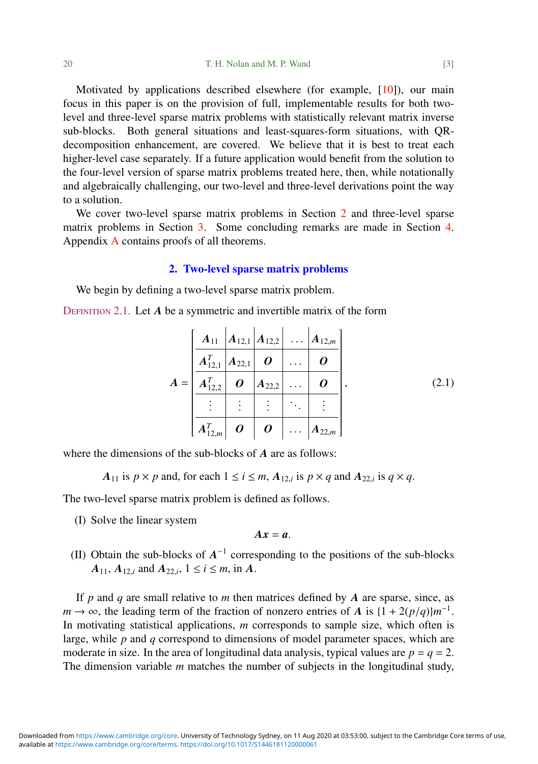Motivated by applications described elsewhere (for example, [10]), our main focus in this paper is on the provision of full, implementable results for both two-level and three-level sparse matrix problems with statistically relevant matrix inverse sub-blocks. Both general situations and least-squares-form situations, with QR-decomposition enhancement, are covered. We believe that it is best to treat each higher-level case separately. If a future application would benefit from the solution to the four-level version of sparse matrix problems treated here, then, while notationally and algebraically challenging, our two-level and three-level derivations point the way to a solution.

We cover two-level sparse matrix problems in Section 2 and three-level sparse matrix problems in Section 3. Some concluding remarks are made in Section 4. Appendix A contains proofs of all theorems.

## 2. Two-level sparse matrix problems

We begin by defining a two-level sparse matrix problem.

Definition 2.1. Let $\boldsymbol{A}$ be a symmetric and invertible matrix of the form

$$\boldsymbol{A} = \left[\begin{array}{c|c|c|c|c} \boldsymbol{A}_{11} & \boldsymbol{A}_{12,1} & \boldsymbol{A}_{12,2} & \dots & \boldsymbol{A}_{12,m} \\ \hline \boldsymbol{A}_{12,1}^T & \boldsymbol{A}_{22,1} & \boldsymbol{O} & \dots & \boldsymbol{O} \\ \hline \boldsymbol{A}_{12,2}^T & \boldsymbol{O} & \boldsymbol{A}_{22,2} & \dots & \boldsymbol{O} \\ \hline \vdots & \vdots & \vdots & \ddots & \vdots \\ \hline \boldsymbol{A}_{12,m}^T & \boldsymbol{O} & \boldsymbol{O} & \dots & \boldsymbol{A}_{22,m} \end{array}\right], \tag{2.1}$$

where the dimensions of the sub-blocks of $\boldsymbol{A}$ are as follows:

$\boldsymbol{A}_{11}$ is $p \times p$ and, for each $1 \le i \le m$, $\boldsymbol{A}_{12,i}$ is $p \times q$ and $\boldsymbol{A}_{22,i}$ is $q \times q$.

The two-level sparse matrix problem is defined as follows.

(I) Solve the linear system

$$\boldsymbol{A}\boldsymbol{x} = \boldsymbol{a}.$$

(II) Obtain the sub-blocks of $\boldsymbol{A}^{-1}$ corresponding to the positions of the sub-blocks $\boldsymbol{A}_{11}$, $\boldsymbol{A}_{12,i}$ and $\boldsymbol{A}_{22,i}$, $1 \le i \le m$, in $\boldsymbol{A}$.

If $p$ and $q$ are small relative to $m$ then matrices defined by $\boldsymbol{A}$ are sparse, since, as $m \to \infty$, the leading term of the fraction of nonzero entries of $\boldsymbol{A}$ is $\{1 + 2(p/q)\}m^{-1}$. In motivating statistical applications, $m$ corresponds to sample size, which often is large, while $p$ and $q$ correspond to dimensions of model parameter spaces, which are moderate in size. In the area of longitudinal data analysis, typical values are $p = q = 2$. The dimension variable $m$ matches the number of subjects in the longitudinal study,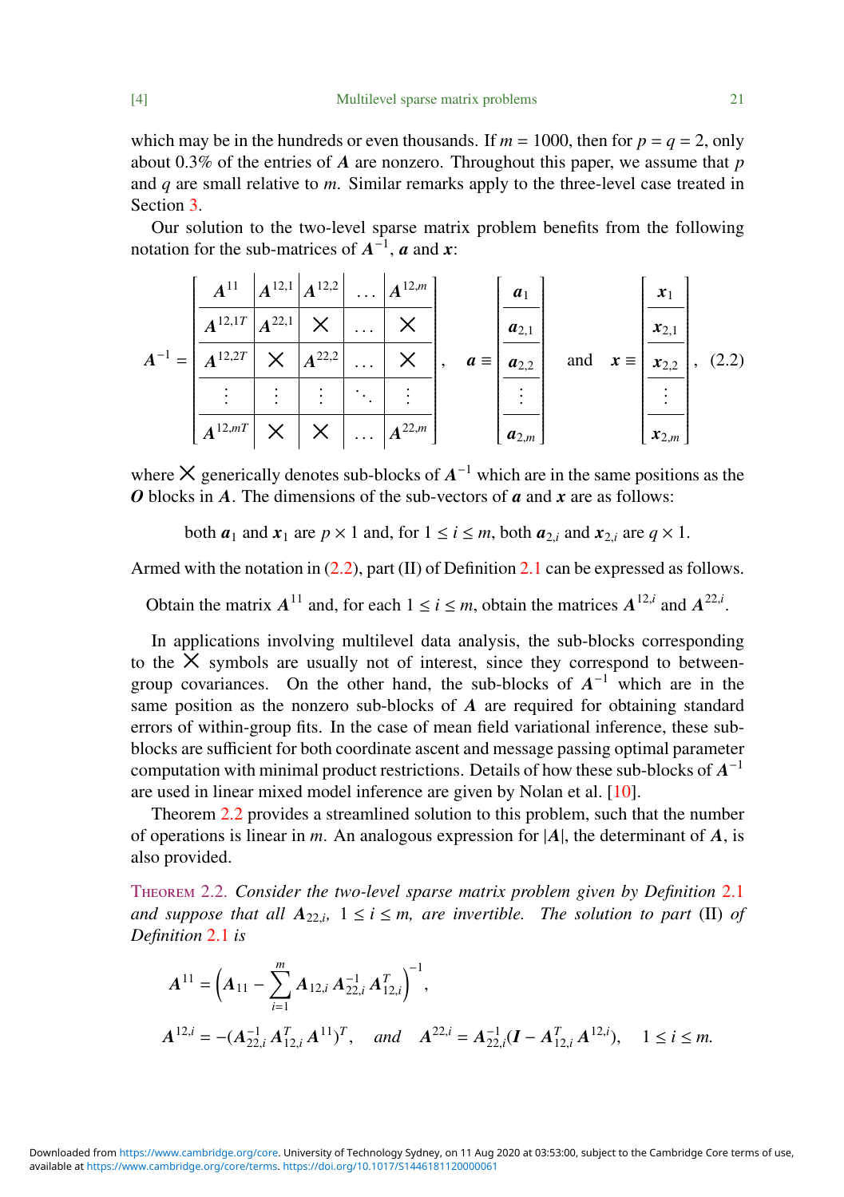which may be in the hundreds or even thousands. If $m = 1000$, then for $p = q = 2$, only about 0.3% of the entries of $\boldsymbol{A}$ are nonzero. Throughout this paper, we assume that $p$ and $q$ are small relative to $m$. Similar remarks apply to the three-level case treated in Section 3.

Our solution to the two-level sparse matrix problem benefits from the following notation for the sub-matrices of $\boldsymbol{A}^{-1}$, $\boldsymbol{a}$ and $\boldsymbol{x}$:

$$\boldsymbol{A}^{-1} = \left[\begin{array}{c|c|c|c|c} \boldsymbol{A}^{11} & \boldsymbol{A}^{12,1} & \boldsymbol{A}^{12,2} & \cdots & \boldsymbol{A}^{12,m} \\ \hline \boldsymbol{A}^{12,1T} & \boldsymbol{A}^{22,1} & \times & \cdots & \times \\ \hline \boldsymbol{A}^{12,2T} & \times & \boldsymbol{A}^{22,2} & \cdots & \times \\ \hline \vdots & \vdots & \vdots & \ddots & \vdots \\ \hline \boldsymbol{A}^{12,mT} & \times & \times & \cdots & \boldsymbol{A}^{22,m} \end{array}\right], \quad \boldsymbol{a} \equiv \left[\begin{array}{c} \boldsymbol{a}_1 \\ \hline \boldsymbol{a}_{2,1} \\ \hline \boldsymbol{a}_{2,2} \\ \hline \vdots \\ \hline \boldsymbol{a}_{2,m} \end{array}\right] \quad \text{and} \quad \boldsymbol{x} \equiv \left[\begin{array}{c} \boldsymbol{x}_1 \\ \hline \boldsymbol{x}_{2,1} \\ \hline \boldsymbol{x}_{2,2} \\ \hline \vdots \\ \hline \boldsymbol{x}_{2,m} \end{array}\right], \tag{2.2}$$

where $\times$ generically denotes sub-blocks of $\boldsymbol{A}^{-1}$ which are in the same positions as the $\boldsymbol{O}$ blocks in $\boldsymbol{A}$. The dimensions of the sub-vectors of $\boldsymbol{a}$ and $\boldsymbol{x}$ are as follows:

both $\boldsymbol{a}_1$ and $\boldsymbol{x}_1$ are $p \times 1$ and, for $1 \le i \le m$, both $\boldsymbol{a}_{2,i}$ and $\boldsymbol{x}_{2,i}$ are $q \times 1$.

Armed with the notation in (2.2), part (II) of Definition 2.1 can be expressed as follows.

Obtain the matrix $\boldsymbol{A}^{11}$ and, for each $1 \le i \le m$, obtain the matrices $\boldsymbol{A}^{12,i}$ and $\boldsymbol{A}^{22,i}$.

In applications involving multilevel data analysis, the sub-blocks corresponding to the $\times$ symbols are usually not of interest, since they correspond to between-group covariances. On the other hand, the sub-blocks of $\boldsymbol{A}^{-1}$ which are in the same position as the nonzero sub-blocks of $\boldsymbol{A}$ are required for obtaining standard errors of within-group fits. In the case of mean field variational inference, these sub-blocks are sufficient for both coordinate ascent and message passing optimal parameter computation with minimal product restrictions. Details of how these sub-blocks of $\boldsymbol{A}^{-1}$ are used in linear mixed model inference are given by Nolan et al. [10].

Theorem 2.2 provides a streamlined solution to this problem, such that the number of operations is linear in $m$. An analogous expression for $|\boldsymbol{A}|$, the determinant of $\boldsymbol{A}$, is also provided.

Theorem 2.2. *Consider the two-level sparse matrix problem given by Definition 2.1 and suppose that all $\boldsymbol{A}_{22,i}$, $1 \le i \le m$, are invertible. The solution to part* (II) *of Definition 2.1 is*

$$\boldsymbol{A}^{11} = \left(\boldsymbol{A}_{11} - \sum_{i=1}^{m} \boldsymbol{A}_{12,i}\,\boldsymbol{A}_{22,i}^{-1}\,\boldsymbol{A}_{12,i}^{T}\right)^{-1},$$

$$\boldsymbol{A}^{12,i} = -(\boldsymbol{A}_{22,i}^{-1}\,\boldsymbol{A}_{12,i}^{T}\,\boldsymbol{A}^{11})^{T}, \quad \textit{and} \quad \boldsymbol{A}^{22,i} = \boldsymbol{A}_{22,i}^{-1}(\boldsymbol{I} - \boldsymbol{A}_{12,i}^{T}\,\boldsymbol{A}^{12,i}), \quad 1 \le i \le m.$$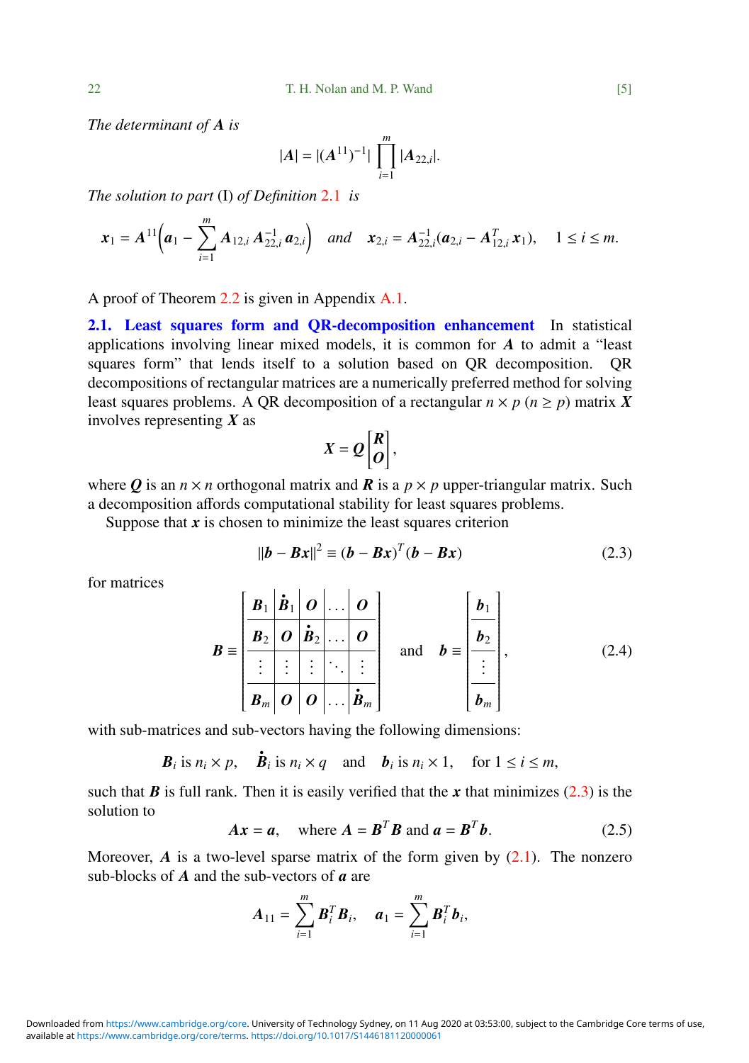*The determinant of* $\boldsymbol{A}$ *is*

$$|\boldsymbol{A}| = |(\boldsymbol{A}^{11})^{-1}| \prod_{i=1}^{m} |\boldsymbol{A}_{22,i}|.$$

*The solution to part* (I) *of Definition* 2.1 *is*

$$\boldsymbol{x}_1 = \boldsymbol{A}^{11}\Big(\boldsymbol{a}_1 - \sum_{i=1}^{m} \boldsymbol{A}_{12,i}\,\boldsymbol{A}_{22,i}^{-1}\,\boldsymbol{a}_{2,i}\Big) \quad \textit{and} \quad \boldsymbol{x}_{2,i} = \boldsymbol{A}_{22,i}^{-1}(\boldsymbol{a}_{2,i} - \boldsymbol{A}_{12,i}^{T}\,\boldsymbol{x}_1), \quad 1 \le i \le m.$$

A proof of Theorem 2.2 is given in Appendix A.1.

**2.1. Least squares form and QR-decomposition enhancement** In statistical applications involving linear mixed models, it is common for $\boldsymbol{A}$ to admit a "least squares form" that lends itself to a solution based on QR decomposition. QR decompositions of rectangular matrices are a numerically preferred method for solving least squares problems. A QR decomposition of a rectangular $n \times p$ ($n \ge p$) matrix $\boldsymbol{X}$ involves representing $\boldsymbol{X}$ as

$$\boldsymbol{X} = \boldsymbol{Q}\begin{bmatrix} \boldsymbol{R} \\ \boldsymbol{O} \end{bmatrix},$$

where $\boldsymbol{Q}$ is an $n \times n$ orthogonal matrix and $\boldsymbol{R}$ is a $p \times p$ upper-triangular matrix. Such a decomposition affords computational stability for least squares problems.

Suppose that $\boldsymbol{x}$ is chosen to minimize the least squares criterion

$$\|\boldsymbol{b} - \boldsymbol{B}\boldsymbol{x}\|^2 \equiv (\boldsymbol{b} - \boldsymbol{B}\boldsymbol{x})^T(\boldsymbol{b} - \boldsymbol{B}\boldsymbol{x}) \tag{2.3}$$

for matrices

$$\boldsymbol{B} \equiv \left[\begin{array}{c|c|c|c|c} \boldsymbol{B}_1 & \dot{\boldsymbol{B}}_1 & \boldsymbol{O} & \cdots & \boldsymbol{O} \\ \hline \boldsymbol{B}_2 & \boldsymbol{O} & \dot{\boldsymbol{B}}_2 & \cdots & \boldsymbol{O} \\ \hline \vdots & \vdots & \vdots & \ddots & \vdots \\ \hline \boldsymbol{B}_m & \boldsymbol{O} & \boldsymbol{O} & \cdots & \dot{\boldsymbol{B}}_m \end{array}\right] \quad \text{and} \quad \boldsymbol{b} \equiv \left[\begin{array}{c} \boldsymbol{b}_1 \\ \hline \boldsymbol{b}_2 \\ \hline \vdots \\ \hline \boldsymbol{b}_m \end{array}\right], \tag{2.4}$$

with sub-matrices and sub-vectors having the following dimensions:

$$\boldsymbol{B}_i \text{ is } n_i \times p, \quad \dot{\boldsymbol{B}}_i \text{ is } n_i \times q \quad \text{and} \quad \boldsymbol{b}_i \text{ is } n_i \times 1, \quad \text{for } 1 \le i \le m,$$

such that $\boldsymbol{B}$ is full rank. Then it is easily verified that the $\boldsymbol{x}$ that minimizes (2.3) is the solution to

$$\boldsymbol{A}\boldsymbol{x} = \boldsymbol{a}, \quad \text{where } \boldsymbol{A} = \boldsymbol{B}^T\boldsymbol{B} \text{ and } \boldsymbol{a} = \boldsymbol{B}^T\boldsymbol{b}. \tag{2.5}$$

Moreover, $\boldsymbol{A}$ is a two-level sparse matrix of the form given by (2.1). The nonzero sub-blocks of $\boldsymbol{A}$ and the sub-vectors of $\boldsymbol{a}$ are

$$\boldsymbol{A}_{11} = \sum_{i=1}^{m} \boldsymbol{B}_i^T\boldsymbol{B}_i, \quad \boldsymbol{a}_1 = \sum_{i=1}^{m} \boldsymbol{B}_i^T\boldsymbol{b}_i,$$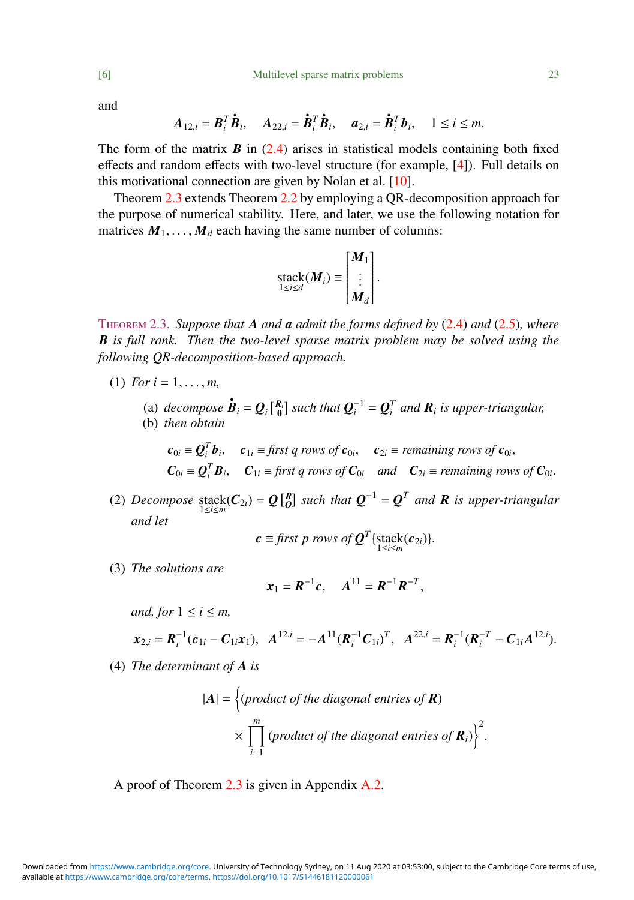and

$$\boldsymbol{A}_{12,i} = \boldsymbol{B}_i^T \dot{\boldsymbol{B}}_i, \quad \boldsymbol{A}_{22,i} = \dot{\boldsymbol{B}}_i^T \dot{\boldsymbol{B}}_i, \quad \boldsymbol{a}_{2,i} = \dot{\boldsymbol{B}}_i^T \boldsymbol{b}_i, \quad 1 \le i \le m.$$

The form of the matrix $\boldsymbol{B}$ in (2.4) arises in statistical models containing both fixed effects and random effects with two-level structure (for example, [4]). Full details on this motivational connection are given by Nolan et al. [10].

Theorem 2.3 extends Theorem 2.2 by employing a QR-decomposition approach for the purpose of numerical stability. Here, and later, we use the following notation for matrices $\boldsymbol{M}_1, \ldots, \boldsymbol{M}_d$ each having the same number of columns:

$$\underset{1 \le i \le d}{\text{stack}}(\boldsymbol{M}_i) \equiv \begin{bmatrix} \boldsymbol{M}_1 \\ \vdots \\ \boldsymbol{M}_d \end{bmatrix}.$$

Theorem 2.3. *Suppose that $\boldsymbol{A}$ and $\boldsymbol{a}$ admit the forms defined by (2.4) and (2.5), where $\boldsymbol{B}$ is full rank. Then the two-level sparse matrix problem may be solved using the following QR-decomposition-based approach.*

(1) *For $i = 1, \ldots, m$,*

   (a) *decompose $\dot{\boldsymbol{B}}_i = \boldsymbol{Q}_i \left[\begin{smallmatrix} \boldsymbol{R}_i \\ \boldsymbol{0} \end{smallmatrix}\right]$ such that $\boldsymbol{Q}_i^{-1} = \boldsymbol{Q}_i^T$ and $\boldsymbol{R}_i$ is upper-triangular,*

   (b) *then obtain*

$$\boldsymbol{c}_{0i} \equiv \boldsymbol{Q}_i^T \boldsymbol{b}_i, \quad \boldsymbol{c}_{1i} \equiv \text{first } q \text{ rows of } \boldsymbol{c}_{0i}, \quad \boldsymbol{c}_{2i} \equiv \text{remaining rows of } \boldsymbol{c}_{0i},$$
$$\boldsymbol{C}_{0i} \equiv \boldsymbol{Q}_i^T \boldsymbol{B}_i, \quad \boldsymbol{C}_{1i} \equiv \text{first } q \text{ rows of } \boldsymbol{C}_{0i} \quad \text{and} \quad \boldsymbol{C}_{2i} \equiv \text{remaining rows of } \boldsymbol{C}_{0i}.$$

(2) *Decompose $\underset{1 \le i \le m}{\text{stack}}(\boldsymbol{C}_{2i}) = \boldsymbol{Q} \left[\begin{smallmatrix} \boldsymbol{R} \\ \boldsymbol{O} \end{smallmatrix}\right]$ such that $\boldsymbol{Q}^{-1} = \boldsymbol{Q}^T$ and $\boldsymbol{R}$ is upper-triangular and let*

$$\boldsymbol{c} \equiv \text{first } p \text{ rows of } \boldsymbol{Q}^T \{\underset{1 \le i \le m}{\text{stack}}(\boldsymbol{c}_{2i})\}.$$

(3) *The solutions are*

$$\boldsymbol{x}_1 = \boldsymbol{R}^{-1} \boldsymbol{c}, \quad \boldsymbol{A}^{11} = \boldsymbol{R}^{-1} \boldsymbol{R}^{-T},$$

*and, for $1 \le i \le m$,*

$$\boldsymbol{x}_{2,i} = \boldsymbol{R}_i^{-1}(\boldsymbol{c}_{1i} - \boldsymbol{C}_{1i} \boldsymbol{x}_1), \quad \boldsymbol{A}^{12,i} = -\boldsymbol{A}^{11}(\boldsymbol{R}_i^{-1} \boldsymbol{C}_{1i})^T, \quad \boldsymbol{A}^{22,i} = \boldsymbol{R}_i^{-1}(\boldsymbol{R}_i^{-T} - \boldsymbol{C}_{1i} \boldsymbol{A}^{12,i}).$$

(4) *The determinant of $\boldsymbol{A}$ is*

$$|\boldsymbol{A}| = \Big\{ (\text{product of the diagonal entries of } \boldsymbol{R}) \times \prod_{i=1}^{m} (\text{product of the diagonal entries of } \boldsymbol{R}_i) \Big\}^2.$$

A proof of Theorem 2.3 is given in Appendix A.2.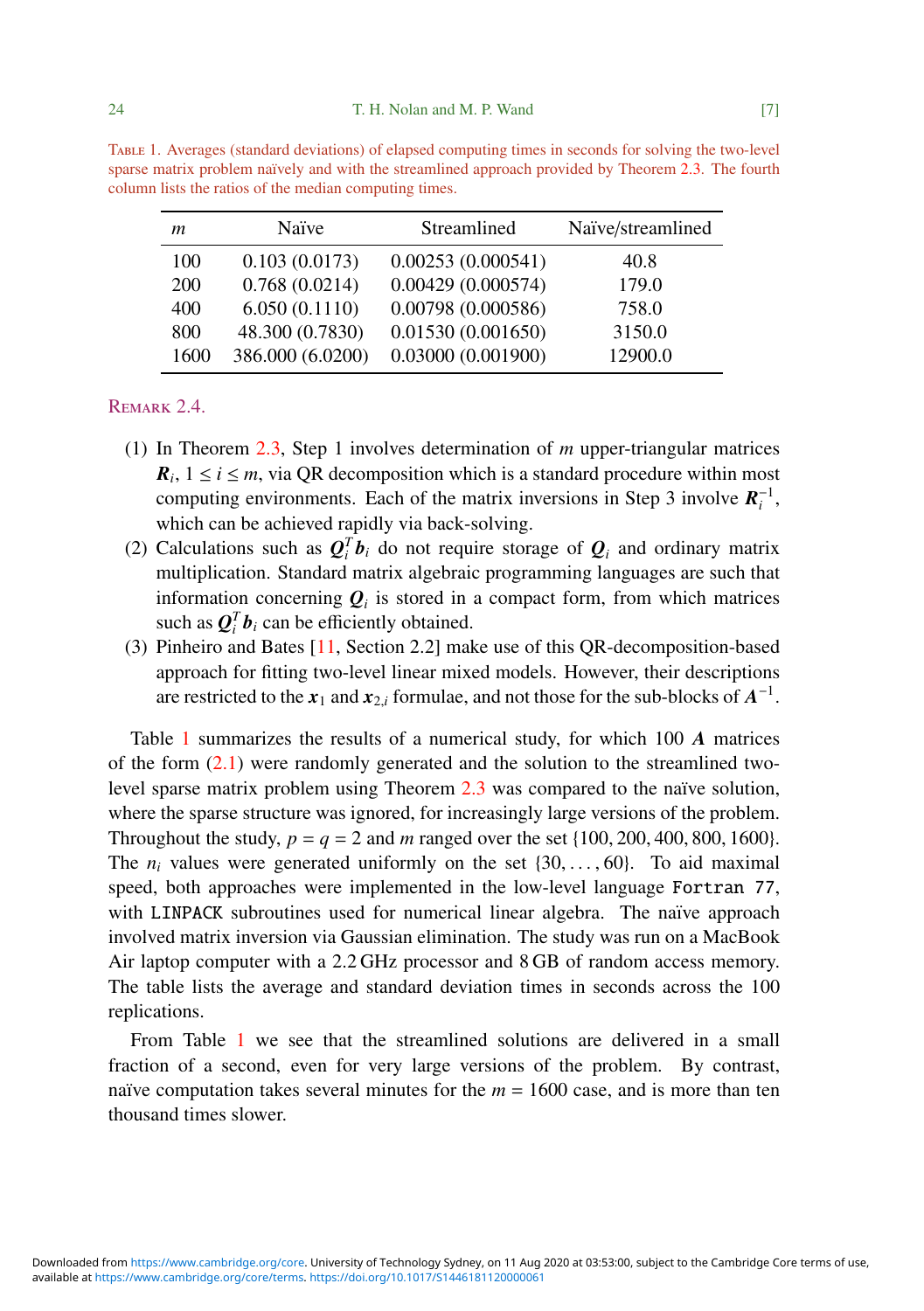Table 1. Averages (standard deviations) of elapsed computing times in seconds for solving the two-level sparse matrix problem naïvely and with the streamlined approach provided by Theorem 2.3. The fourth column lists the ratios of the median computing times.

| $m$ | Naïve | Streamlined | Naïve/streamlined |
|---|---|---|---|
| 100 | 0.103 (0.0173) | 0.00253 (0.000541) | 40.8 |
| 200 | 0.768 (0.0214) | 0.00429 (0.000574) | 179.0 |
| 400 | 6.050 (0.1110) | 0.00798 (0.000586) | 758.0 |
| 800 | 48.300 (0.7830) | 0.01530 (0.001650) | 3150.0 |
| 1600 | 386.000 (6.0200) | 0.03000 (0.001900) | 12900.0 |

Remark 2.4.

(1) In Theorem 2.3, Step 1 involves determination of $m$ upper-triangular matrices $\boldsymbol{R}_i$, $1 \le i \le m$, via QR decomposition which is a standard procedure within most computing environments. Each of the matrix inversions in Step 3 involve $\boldsymbol{R}_i^{-1}$, which can be achieved rapidly via back-solving.

(2) Calculations such as $\boldsymbol{Q}_i^T \boldsymbol{b}_i$ do not require storage of $\boldsymbol{Q}_i$ and ordinary matrix multiplication. Standard matrix algebraic programming languages are such that information concerning $\boldsymbol{Q}_i$ is stored in a compact form, from which matrices such as $\boldsymbol{Q}_i^T \boldsymbol{b}_i$ can be efficiently obtained.

(3) Pinheiro and Bates [11, Section 2.2] make use of this QR-decomposition-based approach for fitting two-level linear mixed models. However, their descriptions are restricted to the $\boldsymbol{x}_1$ and $\boldsymbol{x}_{2,i}$ formulae, and not those for the sub-blocks of $\boldsymbol{A}^{-1}$.

Table 1 summarizes the results of a numerical study, for which 100 $\boldsymbol{A}$ matrices of the form (2.1) were randomly generated and the solution to the streamlined two-level sparse matrix problem using Theorem 2.3 was compared to the naïve solution, where the sparse structure was ignored, for increasingly large versions of the problem. Throughout the study, $p = q = 2$ and $m$ ranged over the set $\{100, 200, 400, 800, 1600\}$. The $n_i$ values were generated uniformly on the set $\{30, \ldots, 60\}$. To aid maximal speed, both approaches were implemented in the low-level language `Fortran 77`, with `LINPACK` subroutines used for numerical linear algebra. The naïve approach involved matrix inversion via Gaussian elimination. The study was run on a MacBook Air laptop computer with a 2.2 GHz processor and 8 GB of random access memory. The table lists the average and standard deviation times in seconds across the 100 replications.

From Table 1 we see that the streamlined solutions are delivered in a small fraction of a second, even for very large versions of the problem. By contrast, naïve computation takes several minutes for the $m = 1600$ case, and is more than ten thousand times slower.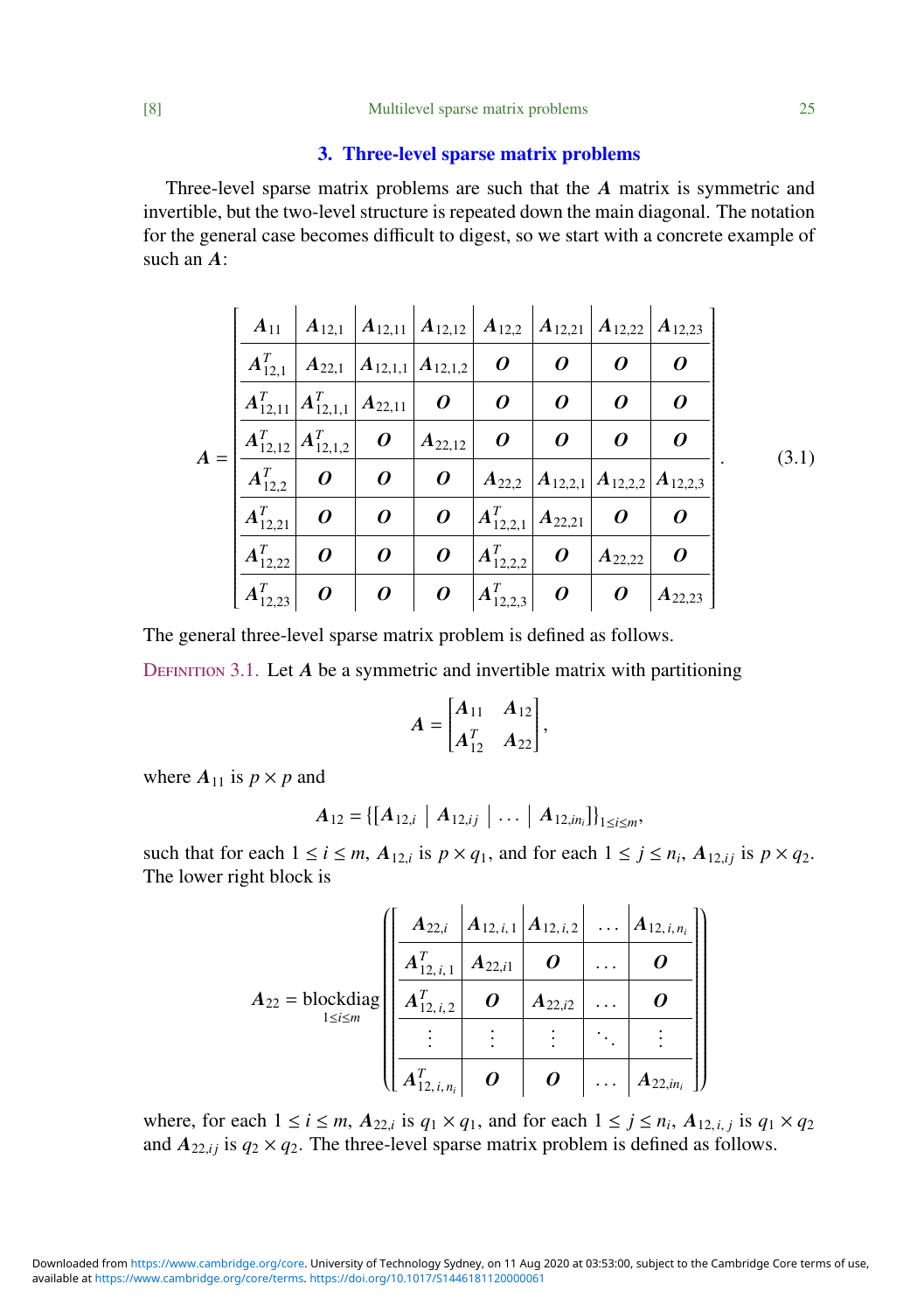## 3. Three-level sparse matrix problems

Three-level sparse matrix problems are such that the $\boldsymbol{A}$ matrix is symmetric and invertible, but the two-level structure is repeated down the main diagonal. The notation for the general case becomes difficult to digest, so we start with a concrete example of such an $\boldsymbol{A}$:

$$
\boldsymbol{A} = \left[\begin{array}{c|c|c|c|c|c|c|c}
\boldsymbol{A}_{11} & \boldsymbol{A}_{12,1} & \boldsymbol{A}_{12,11} & \boldsymbol{A}_{12,12} & \boldsymbol{A}_{12,2} & \boldsymbol{A}_{12,21} & \boldsymbol{A}_{12,22} & \boldsymbol{A}_{12,23} \\
\hline
\boldsymbol{A}_{12,1}^T & \boldsymbol{A}_{22,1} & \boldsymbol{A}_{12,1,1} & \boldsymbol{A}_{12,1,2} & \boldsymbol{O} & \boldsymbol{O} & \boldsymbol{O} & \boldsymbol{O} \\
\hline
\boldsymbol{A}_{12,11}^T & \boldsymbol{A}_{12,1,1}^T & \boldsymbol{A}_{22,11} & \boldsymbol{O} & \boldsymbol{O} & \boldsymbol{O} & \boldsymbol{O} & \boldsymbol{O} \\
\hline
\boldsymbol{A}_{12,12}^T & \boldsymbol{A}_{12,1,2}^T & \boldsymbol{O} & \boldsymbol{A}_{22,12} & \boldsymbol{O} & \boldsymbol{O} & \boldsymbol{O} & \boldsymbol{O} \\
\hline
\boldsymbol{A}_{12,2}^T & \boldsymbol{O} & \boldsymbol{O} & \boldsymbol{O} & \boldsymbol{A}_{22,2} & \boldsymbol{A}_{12,2,1} & \boldsymbol{A}_{12,2,2} & \boldsymbol{A}_{12,2,3} \\
\hline
\boldsymbol{A}_{12,21}^T & \boldsymbol{O} & \boldsymbol{O} & \boldsymbol{O} & \boldsymbol{A}_{12,2,1}^T & \boldsymbol{A}_{22,21} & \boldsymbol{O} & \boldsymbol{O} \\
\hline
\boldsymbol{A}_{12,22}^T & \boldsymbol{O} & \boldsymbol{O} & \boldsymbol{O} & \boldsymbol{A}_{12,2,2}^T & \boldsymbol{O} & \boldsymbol{A}_{22,22} & \boldsymbol{O} \\
\hline
\boldsymbol{A}_{12,23}^T & \boldsymbol{O} & \boldsymbol{O} & \boldsymbol{O} & \boldsymbol{A}_{12,2,3}^T & \boldsymbol{O} & \boldsymbol{O} & \boldsymbol{A}_{22,23}
\end{array}\right]. \tag{3.1}
$$

The general three-level sparse matrix problem is defined as follows.

DEFINITION 3.1. Let $\boldsymbol{A}$ be a symmetric and invertible matrix with partitioning

$$
\boldsymbol{A} = \begin{bmatrix} \boldsymbol{A}_{11} & \boldsymbol{A}_{12} \\ \boldsymbol{A}_{12}^T & \boldsymbol{A}_{22} \end{bmatrix},
$$

where $\boldsymbol{A}_{11}$ is $p \times p$ and

$$
\boldsymbol{A}_{12} = \{[\boldsymbol{A}_{12,i} \mid \boldsymbol{A}_{12,ij} \mid \dots \mid \boldsymbol{A}_{12,in_i}]\}_{1 \le i \le m},
$$

such that for each $1 \le i \le m$, $\boldsymbol{A}_{12,i}$ is $p \times q_1$, and for each $1 \le j \le n_i$, $\boldsymbol{A}_{12,ij}$ is $p \times q_2$. The lower right block is

$$
\boldsymbol{A}_{22} = \underset{1 \le i \le m}{\text{blockdiag}} \left( \left[\begin{array}{c|c|c|c|c}
\boldsymbol{A}_{22,i} & \boldsymbol{A}_{12,i,1} & \boldsymbol{A}_{12,i,2} & \dots & \boldsymbol{A}_{12,i,n_i} \\
\hline
\boldsymbol{A}_{12,i,1}^T & \boldsymbol{A}_{22,i1} & \boldsymbol{O} & \dots & \boldsymbol{O} \\
\hline
\boldsymbol{A}_{12,i,2}^T & \boldsymbol{O} & \boldsymbol{A}_{22,i2} & \dots & \boldsymbol{O} \\
\hline
\vdots & \vdots & \vdots & \ddots & \vdots \\
\hline
\boldsymbol{A}_{12,i,n_i}^T & \boldsymbol{O} & \boldsymbol{O} & \dots & \boldsymbol{A}_{22,in_i}
\end{array}\right] \right)
$$

where, for each $1 \le i \le m$, $\boldsymbol{A}_{22,i}$ is $q_1 \times q_1$, and for each $1 \le j \le n_i$, $\boldsymbol{A}_{12,i,j}$ is $q_1 \times q_2$ and $\boldsymbol{A}_{22,ij}$ is $q_2 \times q_2$. The three-level sparse matrix problem is defined as follows.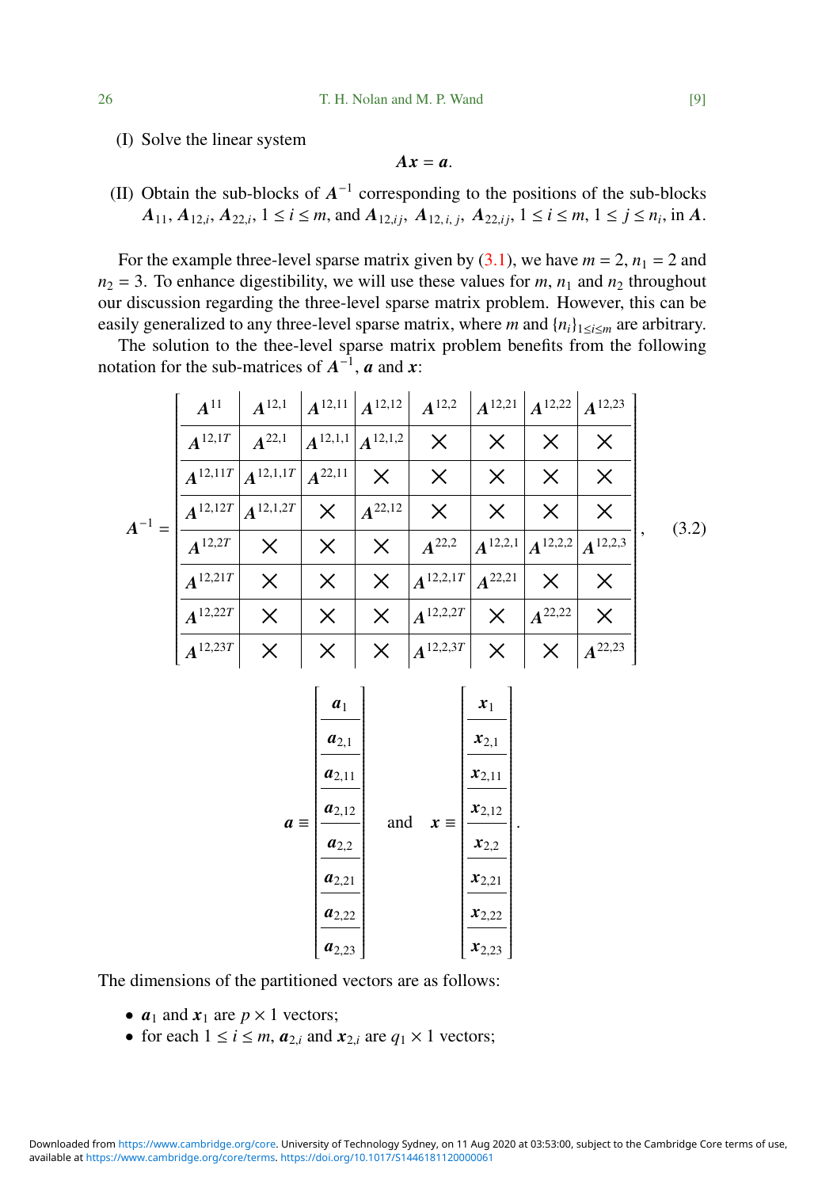(I) Solve the linear system

$$\boldsymbol{Ax} = \boldsymbol{a}.$$

(II) Obtain the sub-blocks of $\boldsymbol{A}^{-1}$ corresponding to the positions of the sub-blocks $\boldsymbol{A}_{11}$, $\boldsymbol{A}_{12,i}$, $\boldsymbol{A}_{22,i}$, $1 \le i \le m$, and $\boldsymbol{A}_{12,ij}$, $\boldsymbol{A}_{12,i,j}$, $\boldsymbol{A}_{22,ij}$, $1 \le i \le m$, $1 \le j \le n_i$, in $\boldsymbol{A}$.

For the example three-level sparse matrix given by (3.1), we have $m = 2$, $n_1 = 2$ and $n_2 = 3$. To enhance digestibility, we will use these values for $m$, $n_1$ and $n_2$ throughout our discussion regarding the three-level sparse matrix problem. However, this can be easily generalized to any three-level sparse matrix, where $m$ and $\{n_i\}_{1\le i\le m}$ are arbitrary.

The solution to the thee-level sparse matrix problem benefits from the following notation for the sub-matrices of $\boldsymbol{A}^{-1}$, $\boldsymbol{a}$ and $\boldsymbol{x}$:

$$\boldsymbol{A}^{-1} = \left[\begin{array}{c|c|c|c|c|c|c|c}
\boldsymbol{A}^{11} & \boldsymbol{A}^{12,1} & \boldsymbol{A}^{12,11} & \boldsymbol{A}^{12,12} & \boldsymbol{A}^{12,2} & \boldsymbol{A}^{12,21} & \boldsymbol{A}^{12,22} & \boldsymbol{A}^{12,23} \\ \hline
\boldsymbol{A}^{12,1T} & \boldsymbol{A}^{22,1} & \boldsymbol{A}^{12,1,1} & \boldsymbol{A}^{12,1,2} & \times & \times & \times & \times \\ \hline
\boldsymbol{A}^{12,11T} & \boldsymbol{A}^{12,1,1T} & \boldsymbol{A}^{22,11} & \times & \times & \times & \times & \times \\ \hline
\boldsymbol{A}^{12,12T} & \boldsymbol{A}^{12,1,2T} & \times & \boldsymbol{A}^{22,12} & \times & \times & \times & \times \\ \hline
\boldsymbol{A}^{12,2T} & \times & \times & \times & \boldsymbol{A}^{22,2} & \boldsymbol{A}^{12,2,1} & \boldsymbol{A}^{12,2,2} & \boldsymbol{A}^{12,2,3} \\ \hline
\boldsymbol{A}^{12,21T} & \times & \times & \times & \boldsymbol{A}^{12,2,1T} & \boldsymbol{A}^{22,21} & \times & \times \\ \hline
\boldsymbol{A}^{12,22T} & \times & \times & \times & \boldsymbol{A}^{12,2,2T} & \times & \boldsymbol{A}^{22,22} & \times \\ \hline
\boldsymbol{A}^{12,23T} & \times & \times & \times & \boldsymbol{A}^{12,2,3T} & \times & \times & \boldsymbol{A}^{22,23}
\end{array}\right], \tag{3.2}$$

$$\boldsymbol{a} \equiv \left[\begin{array}{c}
\boldsymbol{a}_1 \\ \hline
\boldsymbol{a}_{2,1} \\ \hline
\boldsymbol{a}_{2,11} \\ \hline
\boldsymbol{a}_{2,12} \\ \hline
\boldsymbol{a}_{2,2} \\ \hline
\boldsymbol{a}_{2,21} \\ \hline
\boldsymbol{a}_{2,22} \\ \hline
\boldsymbol{a}_{2,23}
\end{array}\right] \quad \text{and} \quad \boldsymbol{x} \equiv \left[\begin{array}{c}
\boldsymbol{x}_1 \\ \hline
\boldsymbol{x}_{2,1} \\ \hline
\boldsymbol{x}_{2,11} \\ \hline
\boldsymbol{x}_{2,12} \\ \hline
\boldsymbol{x}_{2,2} \\ \hline
\boldsymbol{x}_{2,21} \\ \hline
\boldsymbol{x}_{2,22} \\ \hline
\boldsymbol{x}_{2,23}
\end{array}\right].$$

The dimensions of the partitioned vectors are as follows:

- $\boldsymbol{a}_1$ and $\boldsymbol{x}_1$ are $p \times 1$ vectors;
- for each $1 \le i \le m$, $\boldsymbol{a}_{2,i}$ and $\boldsymbol{x}_{2,i}$ are $q_1 \times 1$ vectors;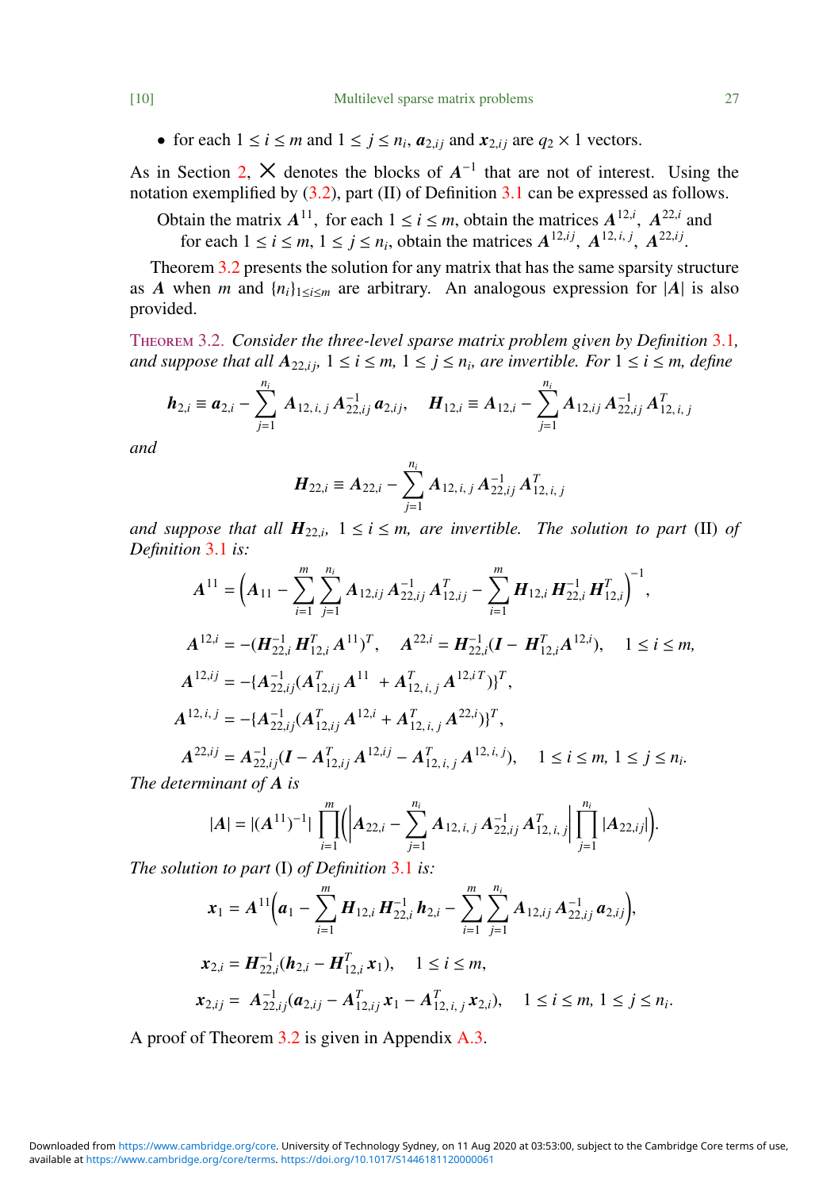- for each $1 \le i \le m$ and $1 \le j \le n_i$, $\boldsymbol{a}_{2,ij}$ and $\boldsymbol{x}_{2,ij}$ are $q_2 \times 1$ vectors.

As in Section 2, $\times$ denotes the blocks of $\boldsymbol{A}^{-1}$ that are not of interest. Using the notation exemplified by (3.2), part (II) of Definition 3.1 can be expressed as follows.

> Obtain the matrix $\boldsymbol{A}^{11}$, for each $1 \le i \le m$, obtain the matrices $\boldsymbol{A}^{12,i}$, $\boldsymbol{A}^{22,i}$ and for each $1 \le i \le m$, $1 \le j \le n_i$, obtain the matrices $\boldsymbol{A}^{12,ij}$, $\boldsymbol{A}^{12,\,i,\,j}$, $\boldsymbol{A}^{22,ij}$.

Theorem 3.2 presents the solution for any matrix that has the same sparsity structure as $\boldsymbol{A}$ when $m$ and $\{n_i\}_{1 \le i \le m}$ are arbitrary. An analogous expression for $|\boldsymbol{A}|$ is also provided.

**Theorem 3.2.** *Consider the three-level sparse matrix problem given by Definition 3.1, and suppose that all $\boldsymbol{A}_{22,ij}$, $1 \le i \le m$, $1 \le j \le n_i$, are invertible. For $1 \le i \le m$, define*

$$\boldsymbol{h}_{2,i} \equiv \boldsymbol{a}_{2,i} - \sum_{j=1}^{n_i} \boldsymbol{A}_{12,\,i,\,j}\,\boldsymbol{A}_{22,ij}^{-1}\,\boldsymbol{a}_{2,ij}, \quad \boldsymbol{H}_{12,i} \equiv \boldsymbol{A}_{12,i} - \sum_{j=1}^{n_i} \boldsymbol{A}_{12,ij}\,\boldsymbol{A}_{22,ij}^{-1}\,\boldsymbol{A}_{12,\,i,\,j}^T$$

*and*

$$\boldsymbol{H}_{22,i} \equiv \boldsymbol{A}_{22,i} - \sum_{j=1}^{n_i} \boldsymbol{A}_{12,\,i,\,j}\,\boldsymbol{A}_{22,ij}^{-1}\,\boldsymbol{A}_{12,\,i,\,j}^T$$

*and suppose that all $\boldsymbol{H}_{22,i}$, $1 \le i \le m$, are invertible. The solution to part* (II) *of Definition 3.1 is:*

$$\boldsymbol{A}^{11} = \Big(\boldsymbol{A}_{11} - \sum_{i=1}^{m}\sum_{j=1}^{n_i} \boldsymbol{A}_{12,ij}\,\boldsymbol{A}_{22,ij}^{-1}\,\boldsymbol{A}_{12,ij}^T - \sum_{i=1}^{m} \boldsymbol{H}_{12,i}\,\boldsymbol{H}_{22,i}^{-1}\,\boldsymbol{H}_{12,i}^T\Big)^{-1},$$

$$\boldsymbol{A}^{12,i} = -(\boldsymbol{H}_{22,i}^{-1}\,\boldsymbol{H}_{12,i}^T\,\boldsymbol{A}^{11})^T, \quad \boldsymbol{A}^{22,i} = \boldsymbol{H}_{22,i}^{-1}(\boldsymbol{I} - \boldsymbol{H}_{12,i}^T\boldsymbol{A}^{12,i}), \quad 1 \le i \le m,$$

$$\boldsymbol{A}^{12,ij} = -\{\boldsymbol{A}_{22,ij}^{-1}(\boldsymbol{A}_{12,ij}^T\,\boldsymbol{A}^{11} + \boldsymbol{A}_{12,\,i,\,j}^T\,\boldsymbol{A}^{12,i\,T})\}^T,$$

$$\boldsymbol{A}^{12,\,i,\,j} = -\{\boldsymbol{A}_{22,ij}^{-1}(\boldsymbol{A}_{12,ij}^T\,\boldsymbol{A}^{12,i} + \boldsymbol{A}_{12,\,i,\,j}^T\,\boldsymbol{A}^{22,i})\}^T,$$

$$\boldsymbol{A}^{22,ij} = \boldsymbol{A}_{22,ij}^{-1}(\boldsymbol{I} - \boldsymbol{A}_{12,ij}^T\,\boldsymbol{A}^{12,ij} - \boldsymbol{A}_{12,\,i,\,j}^T\,\boldsymbol{A}^{12,\,i,\,j}), \quad 1 \le i \le m,\ 1 \le j \le n_i.$$

*The determinant of $\boldsymbol{A}$ is*

$$|\boldsymbol{A}| = |(\boldsymbol{A}^{11})^{-1}| \prod_{i=1}^{m}\Big(\Big|\boldsymbol{A}_{22,i} - \sum_{j=1}^{n_i} \boldsymbol{A}_{12,\,i,\,j}\,\boldsymbol{A}_{22,ij}^{-1}\,\boldsymbol{A}_{12,\,i,\,j}^T\Big| \prod_{j=1}^{n_i} |\boldsymbol{A}_{22,ij}|\Big).$$

*The solution to part* (I) *of Definition 3.1 is:*

$$\boldsymbol{x}_1 = \boldsymbol{A}^{11}\Big(\boldsymbol{a}_1 - \sum_{i=1}^{m} \boldsymbol{H}_{12,i}\,\boldsymbol{H}_{22,i}^{-1}\,\boldsymbol{h}_{2,i} - \sum_{i=1}^{m}\sum_{j=1}^{n_i} \boldsymbol{A}_{12,ij}\,\boldsymbol{A}_{22,ij}^{-1}\,\boldsymbol{a}_{2,ij}\Big),$$

$$\boldsymbol{x}_{2,i} = \boldsymbol{H}_{22,i}^{-1}(\boldsymbol{h}_{2,i} - \boldsymbol{H}_{12,i}^T\,\boldsymbol{x}_1), \quad 1 \le i \le m,$$

$$\boldsymbol{x}_{2,ij} = \boldsymbol{A}_{22,ij}^{-1}(\boldsymbol{a}_{2,ij} - \boldsymbol{A}_{12,ij}^T\,\boldsymbol{x}_1 - \boldsymbol{A}_{12,\,i,\,j}^T\,\boldsymbol{x}_{2,i}), \quad 1 \le i \le m,\ 1 \le j \le n_i.$$

A proof of Theorem 3.2 is given in Appendix A.3.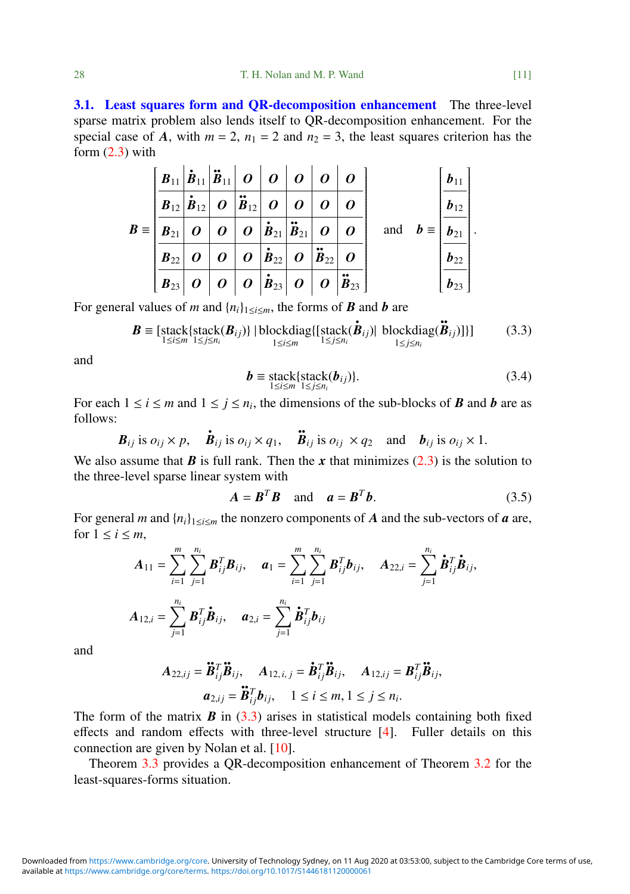**3.1. Least squares form and QR-decomposition enhancement** The three-level sparse matrix problem also lends itself to QR-decomposition enhancement. For the special case of $\boldsymbol{A}$, with $m = 2$, $n_1 = 2$ and $n_2 = 3$, the least squares criterion has the form (2.3) with

$$
\boldsymbol{B} \equiv \left[\begin{array}{c|c|c|c|c|c|c|c}
\boldsymbol{B}_{11} & \dot{\boldsymbol{B}}_{11} & \ddot{\boldsymbol{B}}_{11} & \boldsymbol{O} & \boldsymbol{O} & \boldsymbol{O} & \boldsymbol{O} & \boldsymbol{O} \\ \hline
\boldsymbol{B}_{12} & \dot{\boldsymbol{B}}_{12} & \boldsymbol{O} & \ddot{\boldsymbol{B}}_{12} & \boldsymbol{O} & \boldsymbol{O} & \boldsymbol{O} & \boldsymbol{O} \\ \hline
\boldsymbol{B}_{21} & \boldsymbol{O} & \boldsymbol{O} & \boldsymbol{O} & \dot{\boldsymbol{B}}_{21} & \ddot{\boldsymbol{B}}_{21} & \boldsymbol{O} & \boldsymbol{O} \\ \hline
\boldsymbol{B}_{22} & \boldsymbol{O} & \boldsymbol{O} & \boldsymbol{O} & \dot{\boldsymbol{B}}_{22} & \boldsymbol{O} & \ddot{\boldsymbol{B}}_{22} & \boldsymbol{O} \\ \hline
\boldsymbol{B}_{23} & \boldsymbol{O} & \boldsymbol{O} & \boldsymbol{O} & \dot{\boldsymbol{B}}_{23} & \boldsymbol{O} & \boldsymbol{O} & \ddot{\boldsymbol{B}}_{23}
\end{array}\right]
\quad \text{and} \quad
\boldsymbol{b} \equiv \left[\begin{array}{c}
\boldsymbol{b}_{11} \\ \hline \boldsymbol{b}_{12} \\ \hline \boldsymbol{b}_{21} \\ \hline \boldsymbol{b}_{22} \\ \hline \boldsymbol{b}_{23}
\end{array}\right].
$$

For general values of $m$ and $\{n_i\}_{1 \le i \le m}$, the forms of $\boldsymbol{B}$ and $\boldsymbol{b}$ are

$$
\boldsymbol{B} \equiv [\underset{1 \le i \le m}{\text{stack}}\{\underset{1 \le j \le n_i}{\text{stack}}(\boldsymbol{B}_{ij})\} \,|\, \underset{1 \le i \le m}{\text{blockdiag}}\{[\underset{1 \le j \le n_i}{\text{stack}}(\dot{\boldsymbol{B}}_{ij}) | \underset{1 \le j \le n_i}{\text{blockdiag}}(\ddot{\boldsymbol{B}}_{ij})]\}] \tag{3.3}
$$

and

$$
\boldsymbol{b} \equiv \underset{1 \le i \le m}{\text{stack}}\{\underset{1 \le j \le n_i}{\text{stack}}(\boldsymbol{b}_{ij})\}. \tag{3.4}
$$

For each $1 \le i \le m$ and $1 \le j \le n_i$, the dimensions of the sub-blocks of $\boldsymbol{B}$ and $\boldsymbol{b}$ are as follows:

$$
\boldsymbol{B}_{ij} \text{ is } o_{ij} \times p, \quad \dot{\boldsymbol{B}}_{ij} \text{ is } o_{ij} \times q_1, \quad \ddot{\boldsymbol{B}}_{ij} \text{ is } o_{ij} \times q_2 \quad \text{and} \quad \boldsymbol{b}_{ij} \text{ is } o_{ij} \times 1.
$$

We also assume that $\boldsymbol{B}$ is full rank. Then the $\boldsymbol{x}$ that minimizes (2.3) is the solution to the three-level sparse linear system with

$$
\boldsymbol{A} = \boldsymbol{B}^T \boldsymbol{B} \quad \text{and} \quad \boldsymbol{a} = \boldsymbol{B}^T \boldsymbol{b}. \tag{3.5}
$$

For general $m$ and $\{n_i\}_{1 \le i \le m}$ the nonzero components of $\boldsymbol{A}$ and the sub-vectors of $\boldsymbol{a}$ are, for $1 \le i \le m$,

$$
\boldsymbol{A}_{11} = \sum_{i=1}^{m} \sum_{j=1}^{n_i} \boldsymbol{B}_{ij}^T \boldsymbol{B}_{ij}, \quad \boldsymbol{a}_1 = \sum_{i=1}^{m} \sum_{j=1}^{n_i} \boldsymbol{B}_{ij}^T \boldsymbol{b}_{ij}, \quad \boldsymbol{A}_{22,i} = \sum_{j=1}^{n_i} \dot{\boldsymbol{B}}_{ij}^T \dot{\boldsymbol{B}}_{ij},
$$

$$
\boldsymbol{A}_{12,i} = \sum_{j=1}^{n_i} \boldsymbol{B}_{ij}^T \dot{\boldsymbol{B}}_{ij}, \quad \boldsymbol{a}_{2,i} = \sum_{j=1}^{n_i} \dot{\boldsymbol{B}}_{ij}^T \boldsymbol{b}_{ij}
$$

and

$$
\boldsymbol{A}_{22,ij} = \ddot{\boldsymbol{B}}_{ij}^T \ddot{\boldsymbol{B}}_{ij}, \quad \boldsymbol{A}_{12,\,i,\,j} = \dot{\boldsymbol{B}}_{ij}^T \ddot{\boldsymbol{B}}_{ij}, \quad \boldsymbol{A}_{12,ij} = \boldsymbol{B}_{ij}^T \ddot{\boldsymbol{B}}_{ij},
$$

$$
\boldsymbol{a}_{2,ij} = \ddot{\boldsymbol{B}}_{ij}^T \boldsymbol{b}_{ij}, \quad 1 \le i \le m, 1 \le j \le n_i.
$$

The form of the matrix $\boldsymbol{B}$ in (3.3) arises in statistical models containing both fixed effects and random effects with three-level structure [4]. Fuller details on this connection are given by Nolan et al. [10].

Theorem 3.3 provides a QR-decomposition enhancement of Theorem 3.2 for the least-squares-forms situation.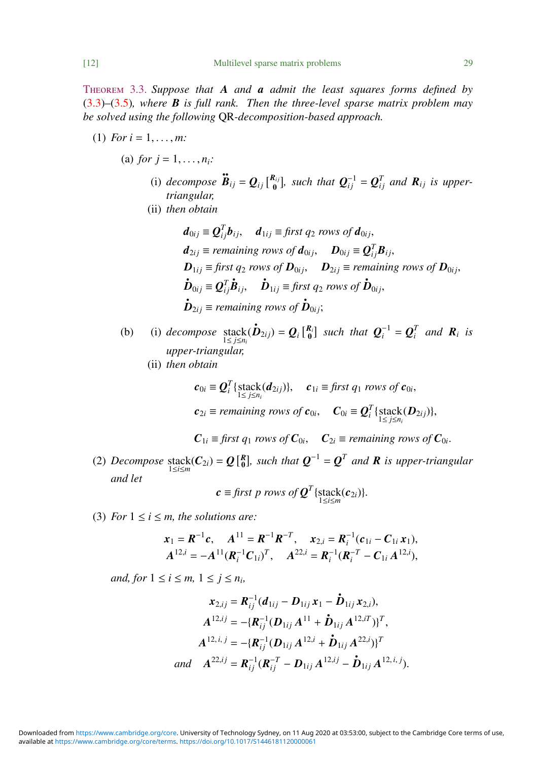**Theorem 3.3.** *Suppose that $\boldsymbol{A}$ and $\boldsymbol{a}$ admit the least squares forms defined by (3.3)–(3.5), where $\boldsymbol{B}$ is full rank. Then the three-level sparse matrix problem may be solved using the following* QR*-decomposition-based approach.*

(1) *For $i = 1, \ldots, m$:*

 (a) *for $j = 1, \ldots, n_i$:*

  (i) *decompose $\ddot{\boldsymbol{B}}_{ij} = \boldsymbol{Q}_{ij}\left[\begin{smallmatrix}\boldsymbol{R}_{ij}\\ \boldsymbol{0}\end{smallmatrix}\right]$, such that $\boldsymbol{Q}_{ij}^{-1} = \boldsymbol{Q}_{ij}^T$ and $\boldsymbol{R}_{ij}$ is upper-triangular,*

  (ii) *then obtain*

$$
\begin{aligned}
&\boldsymbol{d}_{0ij} \equiv \boldsymbol{Q}_{ij}^T \boldsymbol{b}_{ij}, \quad \boldsymbol{d}_{1ij} \equiv \textit{first } q_2 \textit{ rows of } \boldsymbol{d}_{0ij},\\
&\boldsymbol{d}_{2ij} \equiv \textit{remaining rows of } \boldsymbol{d}_{0ij}, \quad \boldsymbol{D}_{0ij} \equiv \boldsymbol{Q}_{ij}^T \boldsymbol{B}_{ij},\\
&\boldsymbol{D}_{1ij} \equiv \textit{first } q_2 \textit{ rows of } \boldsymbol{D}_{0ij}, \quad \boldsymbol{D}_{2ij} \equiv \textit{remaining rows of } \boldsymbol{D}_{0ij},\\
&\dot{\boldsymbol{D}}_{0ij} \equiv \boldsymbol{Q}_{ij}^T \dot{\boldsymbol{B}}_{ij}, \quad \dot{\boldsymbol{D}}_{1ij} \equiv \textit{first } q_2 \textit{ rows of } \dot{\boldsymbol{D}}_{0ij},\\
&\dot{\boldsymbol{D}}_{2ij} \equiv \textit{remaining rows of } \dot{\boldsymbol{D}}_{0ij};
\end{aligned}
$$

 (b) (i) *decompose $\underset{1\le j\le n_i}{\text{stack}}(\dot{\boldsymbol{D}}_{2ij}) = \boldsymbol{Q}_i\left[\begin{smallmatrix}\boldsymbol{R}_{i}\\ \boldsymbol{0}\end{smallmatrix}\right]$ such that $\boldsymbol{Q}_i^{-1} = \boldsymbol{Q}_i^T$ and $\boldsymbol{R}_i$ is upper-triangular,*

  (ii) *then obtain*

$$
\begin{aligned}
&\boldsymbol{c}_{0i} \equiv \boldsymbol{Q}_i^T\{\underset{1\le j\le n_i}{\text{stack}}(\boldsymbol{d}_{2ij})\}, \quad \boldsymbol{c}_{1i} \equiv \textit{first } q_1 \textit{ rows of } \boldsymbol{c}_{0i},\\
&\boldsymbol{c}_{2i} \equiv \textit{remaining rows of } \boldsymbol{c}_{0i}, \quad \boldsymbol{C}_{0i} \equiv \boldsymbol{Q}_i^T\{\underset{1\le j\le n_i}{\text{stack}}(\boldsymbol{D}_{2ij})\},\\
&\boldsymbol{C}_{1i} \equiv \textit{first } q_1 \textit{ rows of } \boldsymbol{C}_{0i}, \quad \boldsymbol{C}_{2i} \equiv \textit{remaining rows of } \boldsymbol{C}_{0i}.
\end{aligned}
$$

(2) *Decompose $\underset{1\le i\le m}{\text{stack}}(\boldsymbol{C}_{2i}) = \boldsymbol{Q}\left[\begin{smallmatrix}\boldsymbol{R}\\ \boldsymbol{0}\end{smallmatrix}\right]$, such that $\boldsymbol{Q}^{-1} = \boldsymbol{Q}^T$ and $\boldsymbol{R}$ is upper-triangular and let*

$$
\boldsymbol{c} \equiv \textit{first } p \textit{ rows of } \boldsymbol{Q}^T\{\underset{1\le i\le m}{\text{stack}}(\boldsymbol{c}_{2i})\}.
$$

(3) *For $1 \le i \le m$, the solutions are:*

$$
\begin{aligned}
&\boldsymbol{x}_1 = \boldsymbol{R}^{-1}\boldsymbol{c}, \quad \boldsymbol{A}^{11} = \boldsymbol{R}^{-1}\boldsymbol{R}^{-T}, \quad \boldsymbol{x}_{2,i} = \boldsymbol{R}_i^{-1}(\boldsymbol{c}_{1i} - \boldsymbol{C}_{1i}\,\boldsymbol{x}_1),\\
&\boldsymbol{A}^{12,i} = -\boldsymbol{A}^{11}(\boldsymbol{R}_i^{-1}\boldsymbol{C}_{1i})^T, \quad \boldsymbol{A}^{22,i} = \boldsymbol{R}_i^{-1}(\boldsymbol{R}_i^{-T} - \boldsymbol{C}_{1i}\,\boldsymbol{A}^{12,i}),
\end{aligned}
$$

*and, for $1 \le i \le m$, $1 \le j \le n_i$,*

$$
\begin{aligned}
\boldsymbol{x}_{2,ij} &= \boldsymbol{R}_{ij}^{-1}(\boldsymbol{d}_{1ij} - \boldsymbol{D}_{1ij}\,\boldsymbol{x}_1 - \dot{\boldsymbol{D}}_{1ij}\,\boldsymbol{x}_{2,i}),\\
\boldsymbol{A}^{12,ij} &= -\{\boldsymbol{R}_{ij}^{-1}(\boldsymbol{D}_{1ij}\,\boldsymbol{A}^{11} + \dot{\boldsymbol{D}}_{1ij}\,\boldsymbol{A}^{12,iT})\}^T,\\
\boldsymbol{A}^{12,\,i,\,j} &= -\{\boldsymbol{R}_{ij}^{-1}(\boldsymbol{D}_{1ij}\,\boldsymbol{A}^{12,i} + \dot{\boldsymbol{D}}_{1ij}\,\boldsymbol{A}^{22,i})\}^T\\
\textit{and} \quad \boldsymbol{A}^{22,ij} &= \boldsymbol{R}_{ij}^{-1}(\boldsymbol{R}_{ij}^{-T} - \boldsymbol{D}_{1ij}\,\boldsymbol{A}^{12,ij} - \dot{\boldsymbol{D}}_{1ij}\,\boldsymbol{A}^{12,\,i,\,j}).
\end{aligned}
$$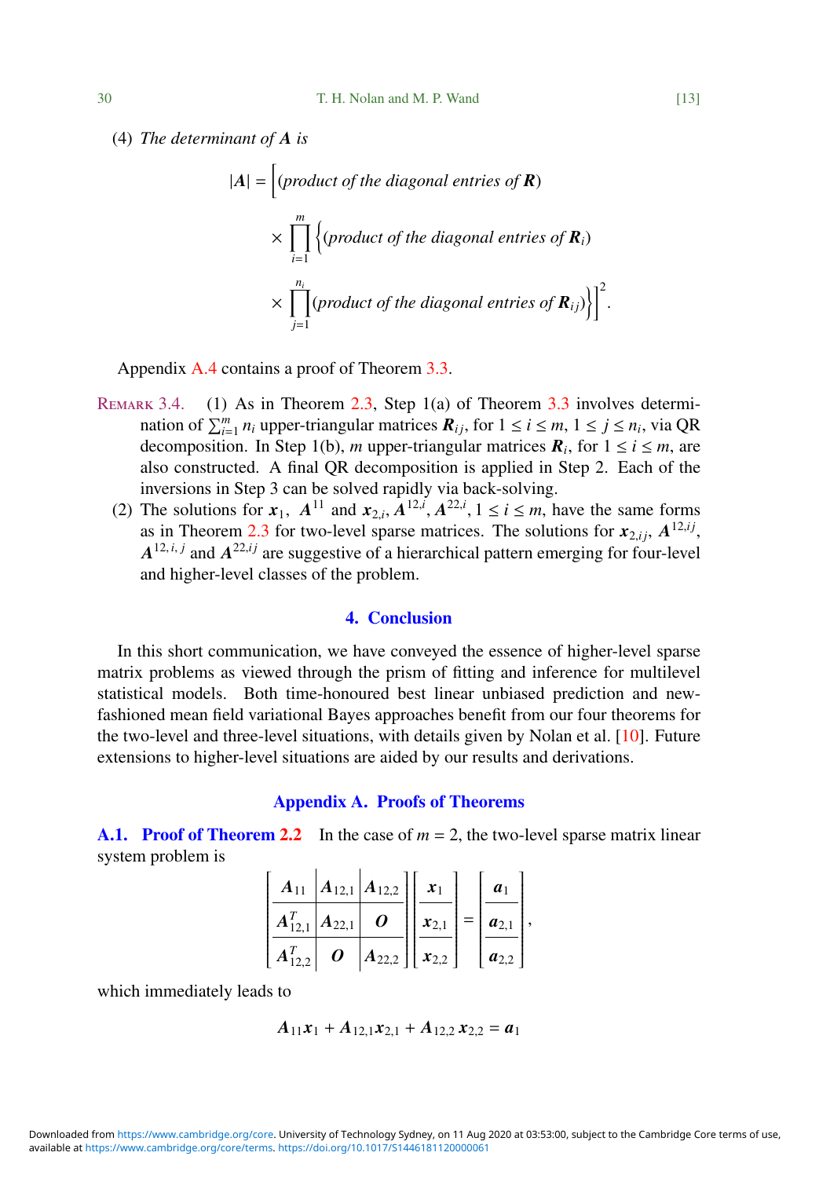(4) *The determinant of $\boldsymbol{A}$ is*

$$|\boldsymbol{A}| = \Bigg[(\textit{product of the diagonal entries of } \boldsymbol{R}) \times \prod_{i=1}^{m} \Bigg\{(\textit{product of the diagonal entries of } \boldsymbol{R}_i) \times \prod_{j=1}^{n_i} (\textit{product of the diagonal entries of } \boldsymbol{R}_{ij})\Bigg\}\Bigg]^2.$$

Appendix A.4 contains a proof of Theorem 3.3.

REMARK 3.4. (1) As in Theorem 2.3, Step 1(a) of Theorem 3.3 involves determination of $\sum_{i=1}^{m} n_i$ upper-triangular matrices $\boldsymbol{R}_{ij}$, for $1 \le i \le m$, $1 \le j \le n_i$, via QR decomposition. In Step 1(b), $m$ upper-triangular matrices $\boldsymbol{R}_i$, for $1 \le i \le m$, are also constructed. A final QR decomposition is applied in Step 2. Each of the inversions in Step 3 can be solved rapidly via back-solving.

(2) The solutions for $\boldsymbol{x}_1$, $\boldsymbol{A}^{11}$ and $\boldsymbol{x}_{2,i}$, $\boldsymbol{A}^{12,i}$, $\boldsymbol{A}^{22,i}$, $1 \le i \le m$, have the same forms as in Theorem 2.3 for two-level sparse matrices. The solutions for $\boldsymbol{x}_{2,ij}$, $\boldsymbol{A}^{12,ij}$, $\boldsymbol{A}^{12,i,j}$ and $\boldsymbol{A}^{22,ij}$ are suggestive of a hierarchical pattern emerging for four-level and higher-level classes of the problem.

## 4. Conclusion

In this short communication, we have conveyed the essence of higher-level sparse matrix problems as viewed through the prism of fitting and inference for multilevel statistical models. Both time-honoured best linear unbiased prediction and new-fashioned mean field variational Bayes approaches benefit from our four theorems for the two-level and three-level situations, with details given by Nolan et al. [10]. Future extensions to higher-level situations are aided by our results and derivations.

## Appendix A. Proofs of Theorems

### A.1. Proof of Theorem 2.2

In the case of $m = 2$, the two-level sparse matrix linear system problem is

$$\left[\begin{array}{c|c|c} \boldsymbol{A}_{11} & \boldsymbol{A}_{12,1} & \boldsymbol{A}_{12,2} \\ \hline \boldsymbol{A}_{12,1}^T & \boldsymbol{A}_{22,1} & \boldsymbol{O} \\ \hline \boldsymbol{A}_{12,2}^T & \boldsymbol{O} & \boldsymbol{A}_{22,2} \end{array}\right] \left[\begin{array}{c} \boldsymbol{x}_1 \\ \hline \boldsymbol{x}_{2,1} \\ \hline \boldsymbol{x}_{2,2} \end{array}\right] = \left[\begin{array}{c} \boldsymbol{a}_1 \\ \hline \boldsymbol{a}_{2,1} \\ \hline \boldsymbol{a}_{2,2} \end{array}\right],$$

which immediately leads to

$$\boldsymbol{A}_{11}\boldsymbol{x}_1 + \boldsymbol{A}_{12,1}\boldsymbol{x}_{2,1} + \boldsymbol{A}_{12,2}\,\boldsymbol{x}_{2,2} = \boldsymbol{a}_1$$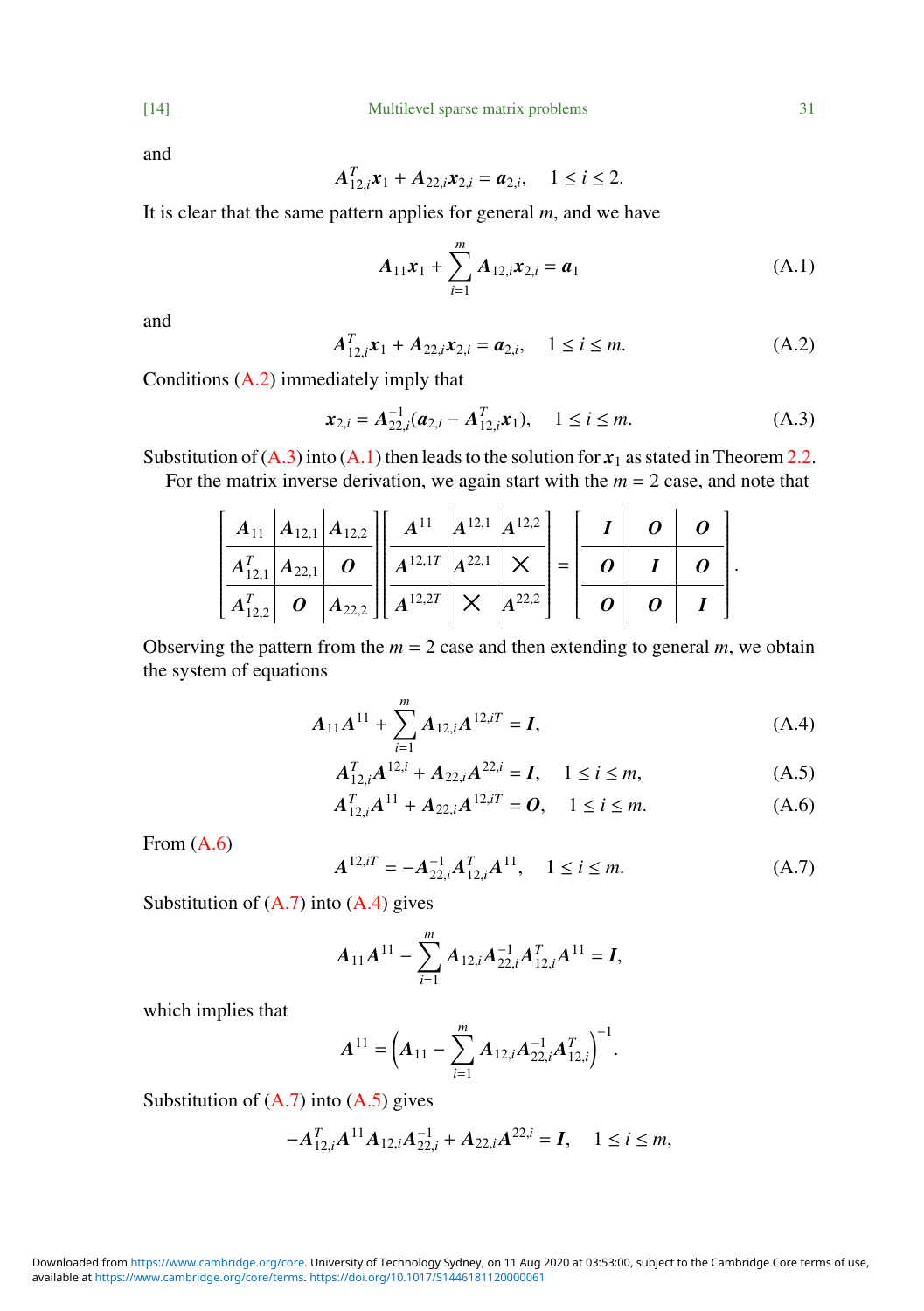and

$$\boldsymbol{A}_{12,i}^T \boldsymbol{x}_1 + \boldsymbol{A}_{22,i} \boldsymbol{x}_{2,i} = \boldsymbol{a}_{2,i}, \quad 1 \le i \le 2.$$

It is clear that the same pattern applies for general $m$, and we have

$$\boldsymbol{A}_{11} \boldsymbol{x}_1 + \sum_{i=1}^{m} \boldsymbol{A}_{12,i} \boldsymbol{x}_{2,i} = \boldsymbol{a}_1 \tag{A.1}$$

and

$$\boldsymbol{A}_{12,i}^T \boldsymbol{x}_1 + \boldsymbol{A}_{22,i} \boldsymbol{x}_{2,i} = \boldsymbol{a}_{2,i}, \quad 1 \le i \le m. \tag{A.2}$$

Conditions (A.2) immediately imply that

$$\boldsymbol{x}_{2,i} = \boldsymbol{A}_{22,i}^{-1} (\boldsymbol{a}_{2,i} - \boldsymbol{A}_{12,i}^T \boldsymbol{x}_1), \quad 1 \le i \le m. \tag{A.3}$$

Substitution of (A.3) into (A.1) then leads to the solution for $\boldsymbol{x}_1$ as stated in Theorem 2.2.

For the matrix inverse derivation, we again start with the $m = 2$ case, and note that

$$\left[\begin{array}{c|c|c} \boldsymbol{A}_{11} & \boldsymbol{A}_{12,1} & \boldsymbol{A}_{12,2} \\ \hline \boldsymbol{A}_{12,1}^T & \boldsymbol{A}_{22,1} & \boldsymbol{O} \\ \hline \boldsymbol{A}_{12,2}^T & \boldsymbol{O} & \boldsymbol{A}_{22,2} \end{array}\right] \left[\begin{array}{c|c|c} \boldsymbol{A}^{11} & \boldsymbol{A}^{12,1} & \boldsymbol{A}^{12,2} \\ \hline \boldsymbol{A}^{12,1T} & \boldsymbol{A}^{22,1} & \times \\ \hline \boldsymbol{A}^{12,2T} & \times & \boldsymbol{A}^{22,2} \end{array}\right] = \left[\begin{array}{c|c|c} \boldsymbol{I} & \boldsymbol{O} & \boldsymbol{O} \\ \hline \boldsymbol{O} & \boldsymbol{I} & \boldsymbol{O} \\ \hline \boldsymbol{O} & \boldsymbol{O} & \boldsymbol{I} \end{array}\right].$$

Observing the pattern from the $m = 2$ case and then extending to general $m$, we obtain the system of equations

$$\boldsymbol{A}_{11} \boldsymbol{A}^{11} + \sum_{i=1}^{m} \boldsymbol{A}_{12,i} \boldsymbol{A}^{12,iT} = \boldsymbol{I}, \tag{A.4}$$

$$\boldsymbol{A}_{12,i}^T \boldsymbol{A}^{12,i} + \boldsymbol{A}_{22,i} \boldsymbol{A}^{22,i} = \boldsymbol{I}, \quad 1 \le i \le m, \tag{A.5}$$

$$\boldsymbol{A}_{12,i}^T \boldsymbol{A}^{11} + \boldsymbol{A}_{22,i} \boldsymbol{A}^{12,iT} = \boldsymbol{O}, \quad 1 \le i \le m. \tag{A.6}$$

From (A.6)

$$\boldsymbol{A}^{12,iT} = -\boldsymbol{A}_{22,i}^{-1} \boldsymbol{A}_{12,i}^T \boldsymbol{A}^{11}, \quad 1 \le i \le m. \tag{A.7}$$

Substitution of (A.7) into (A.4) gives

$$\boldsymbol{A}_{11} \boldsymbol{A}^{11} - \sum_{i=1}^{m} \boldsymbol{A}_{12,i} \boldsymbol{A}_{22,i}^{-1} \boldsymbol{A}_{12,i}^T \boldsymbol{A}^{11} = \boldsymbol{I},$$

which implies that

$$\boldsymbol{A}^{11} = \left( \boldsymbol{A}_{11} - \sum_{i=1}^{m} \boldsymbol{A}_{12,i} \boldsymbol{A}_{22,i}^{-1} \boldsymbol{A}_{12,i}^T \right)^{-1}.$$

Substitution of (A.7) into (A.5) gives

$$-\boldsymbol{A}_{12,i}^T \boldsymbol{A}^{11} \boldsymbol{A}_{12,i} \boldsymbol{A}_{22,i}^{-1} + \boldsymbol{A}_{22,i} \boldsymbol{A}^{22,i} = \boldsymbol{I}, \quad 1 \le i \le m,$$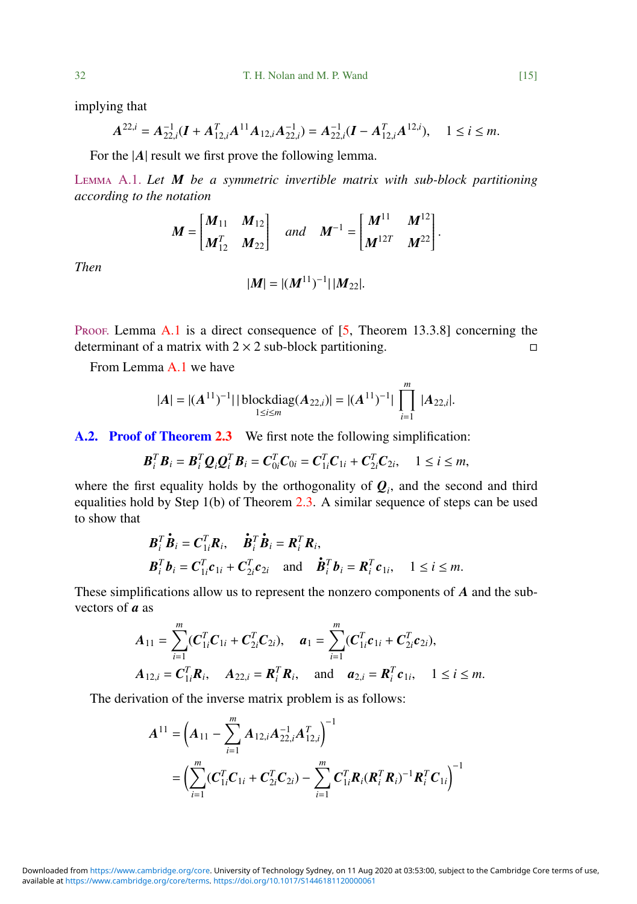implying that

$$\boldsymbol{A}^{22,i} = \boldsymbol{A}_{22,i}^{-1}(\boldsymbol{I} + \boldsymbol{A}_{12,i}^T \boldsymbol{A}^{11} \boldsymbol{A}_{12,i} \boldsymbol{A}_{22,i}^{-1}) = \boldsymbol{A}_{22,i}^{-1}(\boldsymbol{I} - \boldsymbol{A}_{12,i}^T \boldsymbol{A}^{12,i}), \quad 1 \leq i \leq m.$$

For the $|\boldsymbol{A}|$ result we first prove the following lemma.

Lemma A.1. *Let $\boldsymbol{M}$ be a symmetric invertible matrix with sub-block partitioning according to the notation*

$$\boldsymbol{M} = \begin{bmatrix} \boldsymbol{M}_{11} & \boldsymbol{M}_{12} \\ \boldsymbol{M}_{12}^T & \boldsymbol{M}_{22} \end{bmatrix} \quad \text{and} \quad \boldsymbol{M}^{-1} = \begin{bmatrix} \boldsymbol{M}^{11} & \boldsymbol{M}^{12} \\ \boldsymbol{M}^{12T} & \boldsymbol{M}^{22} \end{bmatrix}.$$

*Then*

$$|\boldsymbol{M}| = |(\boldsymbol{M}^{11})^{-1}|\,|\boldsymbol{M}_{22}|.$$

Proof. Lemma A.1 is a direct consequence of [5, Theorem 13.3.8] concerning the determinant of a matrix with $2 \times 2$ sub-block partitioning. □

From Lemma A.1 we have

$$|\boldsymbol{A}| = |(\boldsymbol{A}^{11})^{-1}|\,|\operatorname*{blockdiag}_{1 \leq i \leq m}(\boldsymbol{A}_{22,i})| = |(\boldsymbol{A}^{11})^{-1}| \prod_{i=1}^{m} |\boldsymbol{A}_{22,i}|.$$

### A.2. Proof of Theorem 2.3

We first note the following simplification:

$$\boldsymbol{B}_i^T \boldsymbol{B}_i = \boldsymbol{B}_i^T \boldsymbol{Q}_i \boldsymbol{Q}_i^T \boldsymbol{B}_i = \boldsymbol{C}_{0i}^T \boldsymbol{C}_{0i} = \boldsymbol{C}_{1i}^T \boldsymbol{C}_{1i} + \boldsymbol{C}_{2i}^T \boldsymbol{C}_{2i}, \quad 1 \leq i \leq m,$$

where the first equality holds by the orthogonality of $\boldsymbol{Q}_i$, and the second and third equalities hold by Step 1(b) of Theorem 2.3. A similar sequence of steps can be used to show that

$$\boldsymbol{B}_i^T \dot{\boldsymbol{B}}_i = \boldsymbol{C}_{1i}^T \boldsymbol{R}_i, \quad \dot{\boldsymbol{B}}_i^T \dot{\boldsymbol{B}}_i = \boldsymbol{R}_i^T \boldsymbol{R}_i,$$
$$\boldsymbol{B}_i^T \boldsymbol{b}_i = \boldsymbol{C}_{1i}^T \boldsymbol{c}_{1i} + \boldsymbol{C}_{2i}^T \boldsymbol{c}_{2i} \quad \text{and} \quad \dot{\boldsymbol{B}}_i^T \boldsymbol{b}_i = \boldsymbol{R}_i^T \boldsymbol{c}_{1i}, \quad 1 \leq i \leq m.$$

These simplifications allow us to represent the nonzero components of $\boldsymbol{A}$ and the sub-vectors of $\boldsymbol{a}$ as

$$\boldsymbol{A}_{11} = \sum_{i=1}^{m} (\boldsymbol{C}_{1i}^T \boldsymbol{C}_{1i} + \boldsymbol{C}_{2i}^T \boldsymbol{C}_{2i}), \quad \boldsymbol{a}_1 = \sum_{i=1}^{m} (\boldsymbol{C}_{1i}^T \boldsymbol{c}_{1i} + \boldsymbol{C}_{2i}^T \boldsymbol{c}_{2i}),$$
$$\boldsymbol{A}_{12,i} = \boldsymbol{C}_{1i}^T \boldsymbol{R}_i, \quad \boldsymbol{A}_{22,i} = \boldsymbol{R}_i^T \boldsymbol{R}_i, \quad \text{and} \quad \boldsymbol{a}_{2,i} = \boldsymbol{R}_i^T \boldsymbol{c}_{1i}, \quad 1 \leq i \leq m.$$

The derivation of the inverse matrix problem is as follows:

$$\begin{aligned}
\boldsymbol{A}^{11} &= \left( \boldsymbol{A}_{11} - \sum_{i=1}^{m} \boldsymbol{A}_{12,i} \boldsymbol{A}_{22,i}^{-1} \boldsymbol{A}_{12,i}^T \right)^{-1} \\
&= \left( \sum_{i=1}^{m} (\boldsymbol{C}_{1i}^T \boldsymbol{C}_{1i} + \boldsymbol{C}_{2i}^T \boldsymbol{C}_{2i}) - \sum_{i=1}^{m} \boldsymbol{C}_{1i}^T \boldsymbol{R}_i (\boldsymbol{R}_i^T \boldsymbol{R}_i)^{-1} \boldsymbol{R}_i^T \boldsymbol{C}_{1i} \right)^{-1}
\end{aligned}$$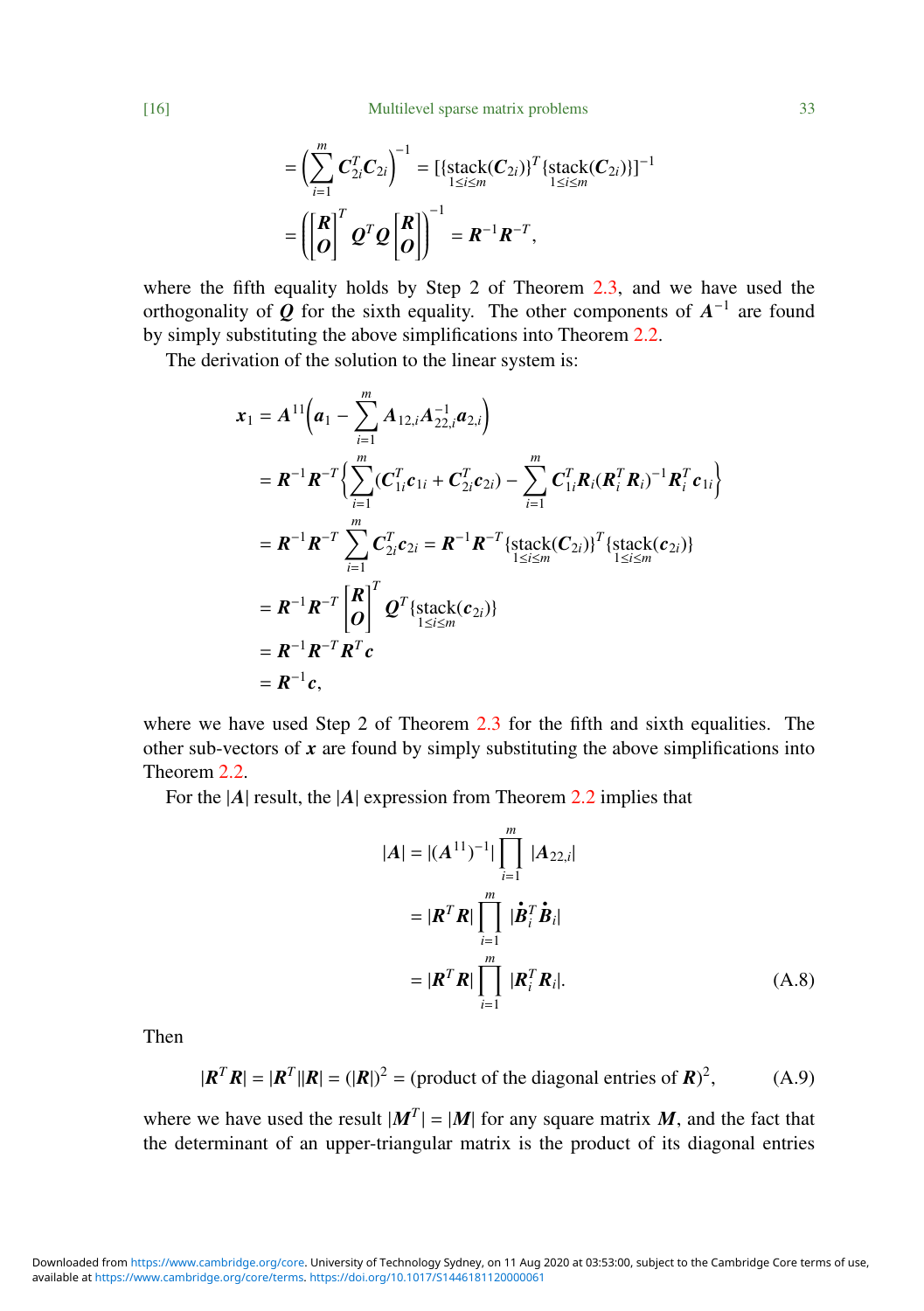$$= \left(\sum_{i=1}^{m} \boldsymbol{C}_{2i}^T \boldsymbol{C}_{2i}\right)^{-1} = [\{\underset{1\le i\le m}{\text{stack}}(\boldsymbol{C}_{2i})\}^T \{\underset{1\le i\le m}{\text{stack}}(\boldsymbol{C}_{2i})\}]^{-1}$$

$$= \left(\begin{bmatrix}\boldsymbol{R}\\ \boldsymbol{O}\end{bmatrix}^T \boldsymbol{Q}^T \boldsymbol{Q} \begin{bmatrix}\boldsymbol{R}\\ \boldsymbol{O}\end{bmatrix}\right)^{-1} = \boldsymbol{R}^{-1}\boldsymbol{R}^{-T},$$

where the fifth equality holds by Step 2 of Theorem 2.3, and we have used the orthogonality of $\boldsymbol{Q}$ for the sixth equality. The other components of $\boldsymbol{A}^{-1}$ are found by simply substituting the above simplifications into Theorem 2.2.

The derivation of the solution to the linear system is:

$$\begin{aligned}
\boldsymbol{x}_1 &= \boldsymbol{A}^{11}\left(\boldsymbol{a}_1 - \sum_{i=1}^{m} \boldsymbol{A}_{12,i}\boldsymbol{A}_{22,i}^{-1}\boldsymbol{a}_{2,i}\right)\\
&= \boldsymbol{R}^{-1}\boldsymbol{R}^{-T}\left\{\sum_{i=1}^{m}(\boldsymbol{C}_{1i}^T\boldsymbol{c}_{1i} + \boldsymbol{C}_{2i}^T\boldsymbol{c}_{2i}) - \sum_{i=1}^{m}\boldsymbol{C}_{1i}^T\boldsymbol{R}_i(\boldsymbol{R}_i^T\boldsymbol{R}_i)^{-1}\boldsymbol{R}_i^T\boldsymbol{c}_{1i}\right\}\\
&= \boldsymbol{R}^{-1}\boldsymbol{R}^{-T}\sum_{i=1}^{m}\boldsymbol{C}_{2i}^T\boldsymbol{c}_{2i} = \boldsymbol{R}^{-1}\boldsymbol{R}^{-T}\{\underset{1\le i\le m}{\text{stack}}(\boldsymbol{C}_{2i})\}^T\{\underset{1\le i\le m}{\text{stack}}(\boldsymbol{c}_{2i})\}\\
&= \boldsymbol{R}^{-1}\boldsymbol{R}^{-T}\begin{bmatrix}\boldsymbol{R}\\ \boldsymbol{O}\end{bmatrix}^T \boldsymbol{Q}^T\{\underset{1\le i\le m}{\text{stack}}(\boldsymbol{c}_{2i})\}\\
&= \boldsymbol{R}^{-1}\boldsymbol{R}^{-T}\boldsymbol{R}^T\boldsymbol{c}\\
&= \boldsymbol{R}^{-1}\boldsymbol{c},
\end{aligned}$$

where we have used Step 2 of Theorem 2.3 for the fifth and sixth equalities. The other sub-vectors of $\boldsymbol{x}$ are found by simply substituting the above simplifications into Theorem 2.2.

For the $|\boldsymbol{A}|$ result, the $|\boldsymbol{A}|$ expression from Theorem 2.2 implies that

$$\begin{aligned}
|\boldsymbol{A}| &= |(\boldsymbol{A}^{11})^{-1}|\prod_{i=1}^{m}|\boldsymbol{A}_{22,i}|\\
&= |\boldsymbol{R}^T\boldsymbol{R}|\prod_{i=1}^{m}|\dot{\boldsymbol{B}}_i^T\dot{\boldsymbol{B}}_i|\\
&= |\boldsymbol{R}^T\boldsymbol{R}|\prod_{i=1}^{m}|\boldsymbol{R}_i^T\boldsymbol{R}_i|.
\end{aligned} \tag{A.8}$$

Then

$$|\boldsymbol{R}^T\boldsymbol{R}| = |\boldsymbol{R}^T||\boldsymbol{R}| = (|\boldsymbol{R}|)^2 = (\text{product of the diagonal entries of } \boldsymbol{R})^2, \tag{A.9}$$

where we have used the result $|\boldsymbol{M}^T| = |\boldsymbol{M}|$ for any square matrix $\boldsymbol{M}$, and the fact that the determinant of an upper-triangular matrix is the product of its diagonal entries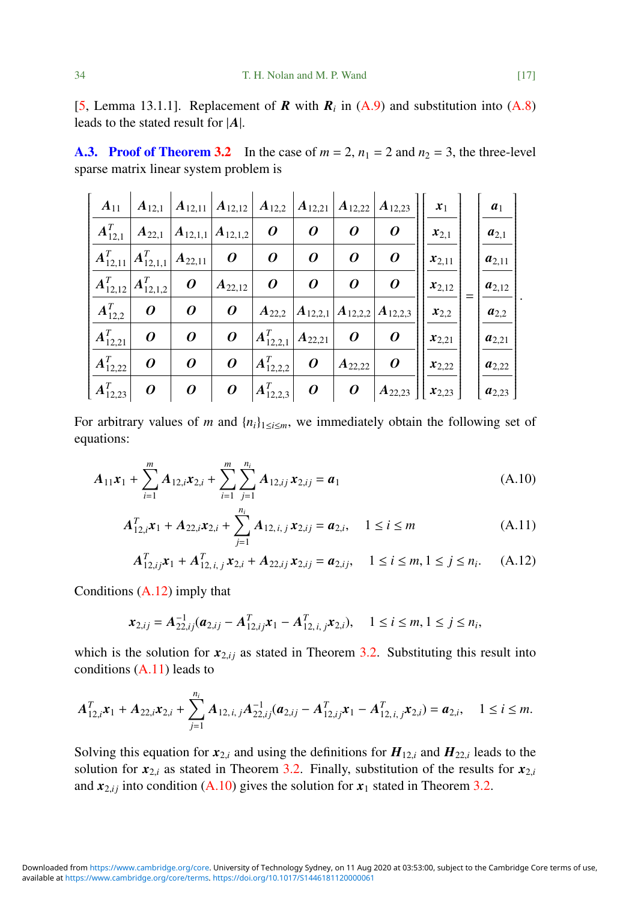[5, Lemma 13.1.1]. Replacement of $\boldsymbol{R}$ with $\boldsymbol{R}_i$ in (A.9) and substitution into (A.8) leads to the stated result for $|\boldsymbol{A}|$.

**A.3. Proof of Theorem 3.2** In the case of $m = 2$, $n_1 = 2$ and $n_2 = 3$, the three-level sparse matrix linear system problem is

$$
\left[\begin{array}{c|c|c|c|c|c|c|c}
\boldsymbol{A}_{11} & \boldsymbol{A}_{12,1} & \boldsymbol{A}_{12,11} & \boldsymbol{A}_{12,12} & \boldsymbol{A}_{12,2} & \boldsymbol{A}_{12,21} & \boldsymbol{A}_{12,22} & \boldsymbol{A}_{12,23} \\ \hline
\boldsymbol{A}_{12,1}^T & \boldsymbol{A}_{22,1} & \boldsymbol{A}_{12,1,1} & \boldsymbol{A}_{12,1,2} & \boldsymbol{O} & \boldsymbol{O} & \boldsymbol{O} & \boldsymbol{O} \\ \hline
\boldsymbol{A}_{12,11}^T & \boldsymbol{A}_{12,1,1}^T & \boldsymbol{A}_{22,11} & \boldsymbol{O} & \boldsymbol{O} & \boldsymbol{O} & \boldsymbol{O} & \boldsymbol{O} \\ \hline
\boldsymbol{A}_{12,12}^T & \boldsymbol{A}_{12,1,2}^T & \boldsymbol{O} & \boldsymbol{A}_{22,12} & \boldsymbol{O} & \boldsymbol{O} & \boldsymbol{O} & \boldsymbol{O} \\ \hline
\boldsymbol{A}_{12,2}^T & \boldsymbol{O} & \boldsymbol{O} & \boldsymbol{O} & \boldsymbol{A}_{22,2} & \boldsymbol{A}_{12,2,1} & \boldsymbol{A}_{12,2,2} & \boldsymbol{A}_{12,2,3} \\ \hline
\boldsymbol{A}_{12,21}^T & \boldsymbol{O} & \boldsymbol{O} & \boldsymbol{O} & \boldsymbol{A}_{12,2,1}^T & \boldsymbol{A}_{22,21} & \boldsymbol{O} & \boldsymbol{O} \\ \hline
\boldsymbol{A}_{12,22}^T & \boldsymbol{O} & \boldsymbol{O} & \boldsymbol{O} & \boldsymbol{A}_{12,2,2}^T & \boldsymbol{O} & \boldsymbol{A}_{22,22} & \boldsymbol{O} \\ \hline
\boldsymbol{A}_{12,23}^T & \boldsymbol{O} & \boldsymbol{O} & \boldsymbol{O} & \boldsymbol{A}_{12,2,3}^T & \boldsymbol{O} & \boldsymbol{O} & \boldsymbol{A}_{22,23}
\end{array}\right]
\left[\begin{array}{c}
\boldsymbol{x}_1 \\ \hline \boldsymbol{x}_{2,1} \\ \hline \boldsymbol{x}_{2,11} \\ \hline \boldsymbol{x}_{2,12} \\ \hline \boldsymbol{x}_{2,2} \\ \hline \boldsymbol{x}_{2,21} \\ \hline \boldsymbol{x}_{2,22} \\ \hline \boldsymbol{x}_{2,23}
\end{array}\right]
=
\left[\begin{array}{c}
\boldsymbol{a}_1 \\ \hline \boldsymbol{a}_{2,1} \\ \hline \boldsymbol{a}_{2,11} \\ \hline \boldsymbol{a}_{2,12} \\ \hline \boldsymbol{a}_{2,2} \\ \hline \boldsymbol{a}_{2,21} \\ \hline \boldsymbol{a}_{2,22} \\ \hline \boldsymbol{a}_{2,23}
\end{array}\right].
$$

For arbitrary values of $m$ and $\{n_i\}_{1\le i\le m}$, we immediately obtain the following set of equations:

$$
\boldsymbol{A}_{11}\boldsymbol{x}_1 + \sum_{i=1}^{m} \boldsymbol{A}_{12,i}\boldsymbol{x}_{2,i} + \sum_{i=1}^{m}\sum_{j=1}^{n_i} \boldsymbol{A}_{12,ij}\,\boldsymbol{x}_{2,ij} = \boldsymbol{a}_1 \tag{A.10}
$$

$$
\boldsymbol{A}_{12,i}^T\boldsymbol{x}_1 + \boldsymbol{A}_{22,i}\boldsymbol{x}_{2,i} + \sum_{j=1}^{n_i} \boldsymbol{A}_{12,\,i,\,j}\,\boldsymbol{x}_{2,ij} = \boldsymbol{a}_{2,i}, \quad 1 \le i \le m \tag{A.11}
$$

$$
\boldsymbol{A}_{12,ij}^T\boldsymbol{x}_1 + \boldsymbol{A}_{12,\,i,\,j}^T\,\boldsymbol{x}_{2,i} + \boldsymbol{A}_{22,ij}\,\boldsymbol{x}_{2,ij} = \boldsymbol{a}_{2,ij}, \quad 1 \le i \le m, 1 \le j \le n_i. \tag{A.12}
$$

Conditions (A.12) imply that

$$
\boldsymbol{x}_{2,ij} = \boldsymbol{A}_{22,ij}^{-1}(\boldsymbol{a}_{2,ij} - \boldsymbol{A}_{12,ij}^T\boldsymbol{x}_1 - \boldsymbol{A}_{12,\,i,\,j}^T\boldsymbol{x}_{2,i}), \quad 1 \le i \le m, 1 \le j \le n_i,
$$

which is the solution for $\boldsymbol{x}_{2,ij}$ as stated in Theorem 3.2. Substituting this result into conditions (A.11) leads to

$$
\boldsymbol{A}_{12,i}^T\boldsymbol{x}_1 + \boldsymbol{A}_{22,i}\boldsymbol{x}_{2,i} + \sum_{j=1}^{n_i} \boldsymbol{A}_{12,\,i,\,j}\boldsymbol{A}_{22,ij}^{-1}(\boldsymbol{a}_{2,ij} - \boldsymbol{A}_{12,ij}^T\boldsymbol{x}_1 - \boldsymbol{A}_{12,\,i,\,j}^T\boldsymbol{x}_{2,i}) = \boldsymbol{a}_{2,i}, \quad 1 \le i \le m.
$$

Solving this equation for $\boldsymbol{x}_{2,i}$ and using the definitions for $\boldsymbol{H}_{12,i}$ and $\boldsymbol{H}_{22,i}$ leads to the solution for $\boldsymbol{x}_{2,i}$ as stated in Theorem 3.2. Finally, substitution of the results for $\boldsymbol{x}_{2,i}$ and $\boldsymbol{x}_{2,ij}$ into condition (A.10) gives the solution for $\boldsymbol{x}_1$ stated in Theorem 3.2.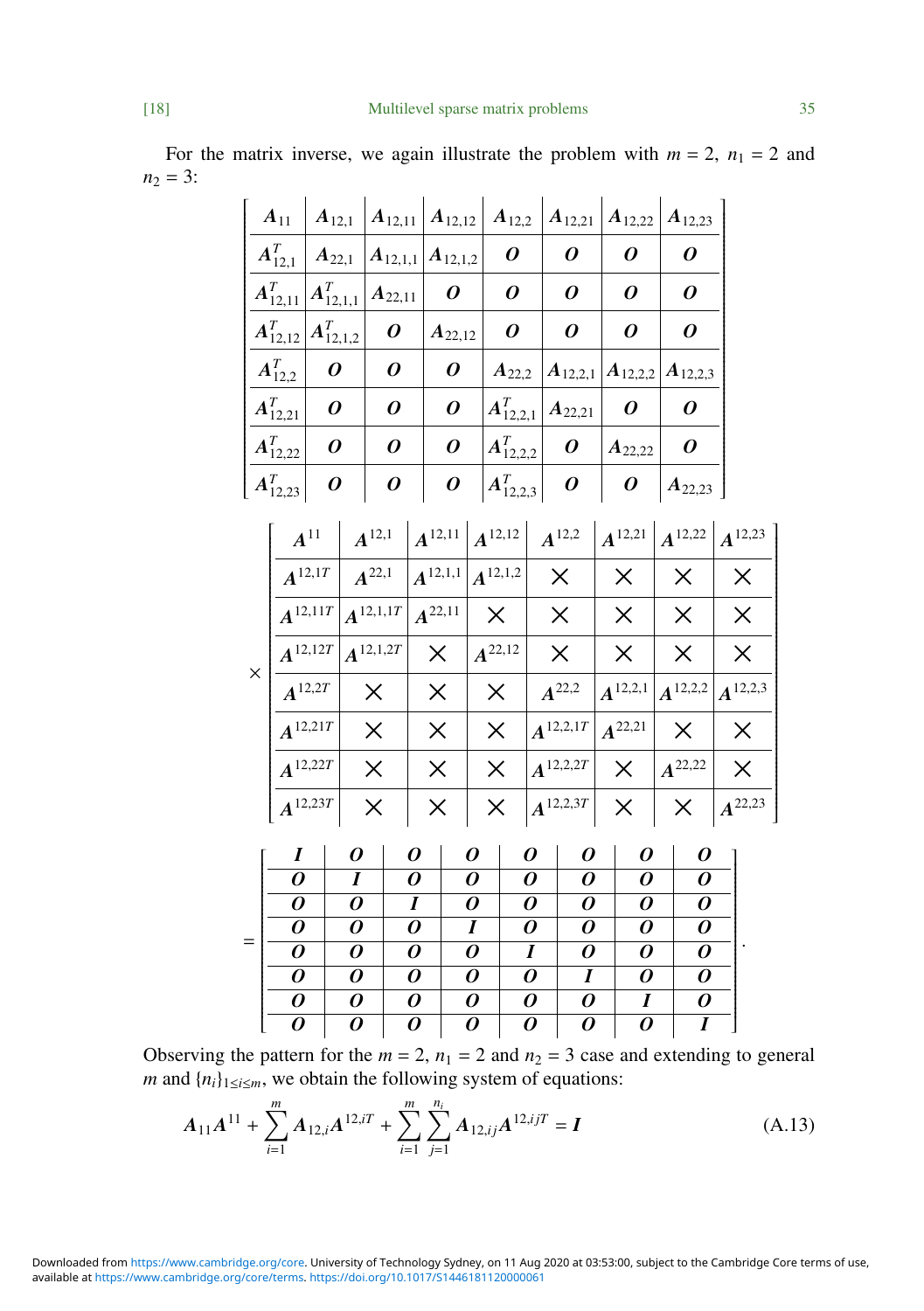For the matrix inverse, we again illustrate the problem with $m = 2$, $n_1 = 2$ and $n_2 = 3$:

$$
\left[\begin{array}{c|c|c|c|c|c|c|c}
\boldsymbol{A}_{11} & \boldsymbol{A}_{12,1} & \boldsymbol{A}_{12,11} & \boldsymbol{A}_{12,12} & \boldsymbol{A}_{12,2} & \boldsymbol{A}_{12,21} & \boldsymbol{A}_{12,22} & \boldsymbol{A}_{12,23} \\
\hline
\boldsymbol{A}_{12,1}^T & \boldsymbol{A}_{22,1} & \boldsymbol{A}_{12,1,1} & \boldsymbol{A}_{12,1,2} & \boldsymbol{O} & \boldsymbol{O} & \boldsymbol{O} & \boldsymbol{O} \\
\hline
\boldsymbol{A}_{12,11}^T & \boldsymbol{A}_{12,1,1}^T & \boldsymbol{A}_{22,11} & \boldsymbol{O} & \boldsymbol{O} & \boldsymbol{O} & \boldsymbol{O} & \boldsymbol{O} \\
\hline
\boldsymbol{A}_{12,12}^T & \boldsymbol{A}_{12,1,2}^T & \boldsymbol{O} & \boldsymbol{A}_{22,12} & \boldsymbol{O} & \boldsymbol{O} & \boldsymbol{O} & \boldsymbol{O} \\
\hline
\boldsymbol{A}_{12,2}^T & \boldsymbol{O} & \boldsymbol{O} & \boldsymbol{O} & \boldsymbol{A}_{22,2} & \boldsymbol{A}_{12,2,1} & \boldsymbol{A}_{12,2,2} & \boldsymbol{A}_{12,2,3} \\
\hline
\boldsymbol{A}_{12,21}^T & \boldsymbol{O} & \boldsymbol{O} & \boldsymbol{O} & \boldsymbol{A}_{12,2,1}^T & \boldsymbol{A}_{22,21} & \boldsymbol{O} & \boldsymbol{O} \\
\hline
\boldsymbol{A}_{12,22}^T & \boldsymbol{O} & \boldsymbol{O} & \boldsymbol{O} & \boldsymbol{A}_{12,2,2}^T & \boldsymbol{O} & \boldsymbol{A}_{22,22} & \boldsymbol{O} \\
\hline
\boldsymbol{A}_{12,23}^T & \boldsymbol{O} & \boldsymbol{O} & \boldsymbol{O} & \boldsymbol{A}_{12,2,3}^T & \boldsymbol{O} & \boldsymbol{O} & \boldsymbol{A}_{22,23}
\end{array}\right]
$$

$$
\times \left[\begin{array}{c|c|c|c|c|c|c|c}
\boldsymbol{A}^{11} & \boldsymbol{A}^{12,1} & \boldsymbol{A}^{12,11} & \boldsymbol{A}^{12,12} & \boldsymbol{A}^{12,2} & \boldsymbol{A}^{12,21} & \boldsymbol{A}^{12,22} & \boldsymbol{A}^{12,23} \\
\hline
\boldsymbol{A}^{12,1T} & \boldsymbol{A}^{22,1} & \boldsymbol{A}^{12,1,1} & \boldsymbol{A}^{12,1,2} & \times & \times & \times & \times \\
\hline
\boldsymbol{A}^{12,11T} & \boldsymbol{A}^{12,1,1T} & \boldsymbol{A}^{22,11} & \times & \times & \times & \times & \times \\
\hline
\boldsymbol{A}^{12,12T} & \boldsymbol{A}^{12,1,2T} & \times & \boldsymbol{A}^{22,12} & \times & \times & \times & \times \\
\hline
\boldsymbol{A}^{12,2T} & \times & \times & \times & \boldsymbol{A}^{22,2} & \boldsymbol{A}^{12,2,1} & \boldsymbol{A}^{12,2,2} & \boldsymbol{A}^{12,2,3} \\
\hline
\boldsymbol{A}^{12,21T} & \times & \times & \times & \boldsymbol{A}^{12,2,1T} & \boldsymbol{A}^{22,21} & \times & \times \\
\hline
\boldsymbol{A}^{12,22T} & \times & \times & \times & \boldsymbol{A}^{12,2,2T} & \times & \boldsymbol{A}^{22,22} & \times \\
\hline
\boldsymbol{A}^{12,23T} & \times & \times & \times & \boldsymbol{A}^{12,2,3T} & \times & \times & \boldsymbol{A}^{22,23}
\end{array}\right]
$$

$$
= \left[\begin{array}{c|c|c|c|c|c|c|c}
\boldsymbol{I} & \boldsymbol{O} & \boldsymbol{O} & \boldsymbol{O} & \boldsymbol{O} & \boldsymbol{O} & \boldsymbol{O} & \boldsymbol{O} \\
\hline
\boldsymbol{O} & \boldsymbol{I} & \boldsymbol{O} & \boldsymbol{O} & \boldsymbol{O} & \boldsymbol{O} & \boldsymbol{O} & \boldsymbol{O} \\
\hline
\boldsymbol{O} & \boldsymbol{O} & \boldsymbol{I} & \boldsymbol{O} & \boldsymbol{O} & \boldsymbol{O} & \boldsymbol{O} & \boldsymbol{O} \\
\hline
\boldsymbol{O} & \boldsymbol{O} & \boldsymbol{O} & \boldsymbol{I} & \boldsymbol{O} & \boldsymbol{O} & \boldsymbol{O} & \boldsymbol{O} \\
\hline
\boldsymbol{O} & \boldsymbol{O} & \boldsymbol{O} & \boldsymbol{O} & \boldsymbol{I} & \boldsymbol{O} & \boldsymbol{O} & \boldsymbol{O} \\
\hline
\boldsymbol{O} & \boldsymbol{O} & \boldsymbol{O} & \boldsymbol{O} & \boldsymbol{O} & \boldsymbol{I} & \boldsymbol{O} & \boldsymbol{O} \\
\hline
\boldsymbol{O} & \boldsymbol{O} & \boldsymbol{O} & \boldsymbol{O} & \boldsymbol{O} & \boldsymbol{O} & \boldsymbol{I} & \boldsymbol{O} \\
\hline
\boldsymbol{O} & \boldsymbol{O} & \boldsymbol{O} & \boldsymbol{O} & \boldsymbol{O} & \boldsymbol{O} & \boldsymbol{O} & \boldsymbol{I}
\end{array}\right].
$$

Observing the pattern for the $m = 2$, $n_1 = 2$ and $n_2 = 3$ case and extending to general $m$ and $\{n_i\}_{1 \le i \le m}$, we obtain the following system of equations:

$$
\boldsymbol{A}_{11}\boldsymbol{A}^{11} + \sum_{i=1}^{m} \boldsymbol{A}_{12,i}\boldsymbol{A}^{12,iT} + \sum_{i=1}^{m}\sum_{j=1}^{n_i} \boldsymbol{A}_{12,ij}\boldsymbol{A}^{12,ijT} = \boldsymbol{I} \tag{A.13}
$$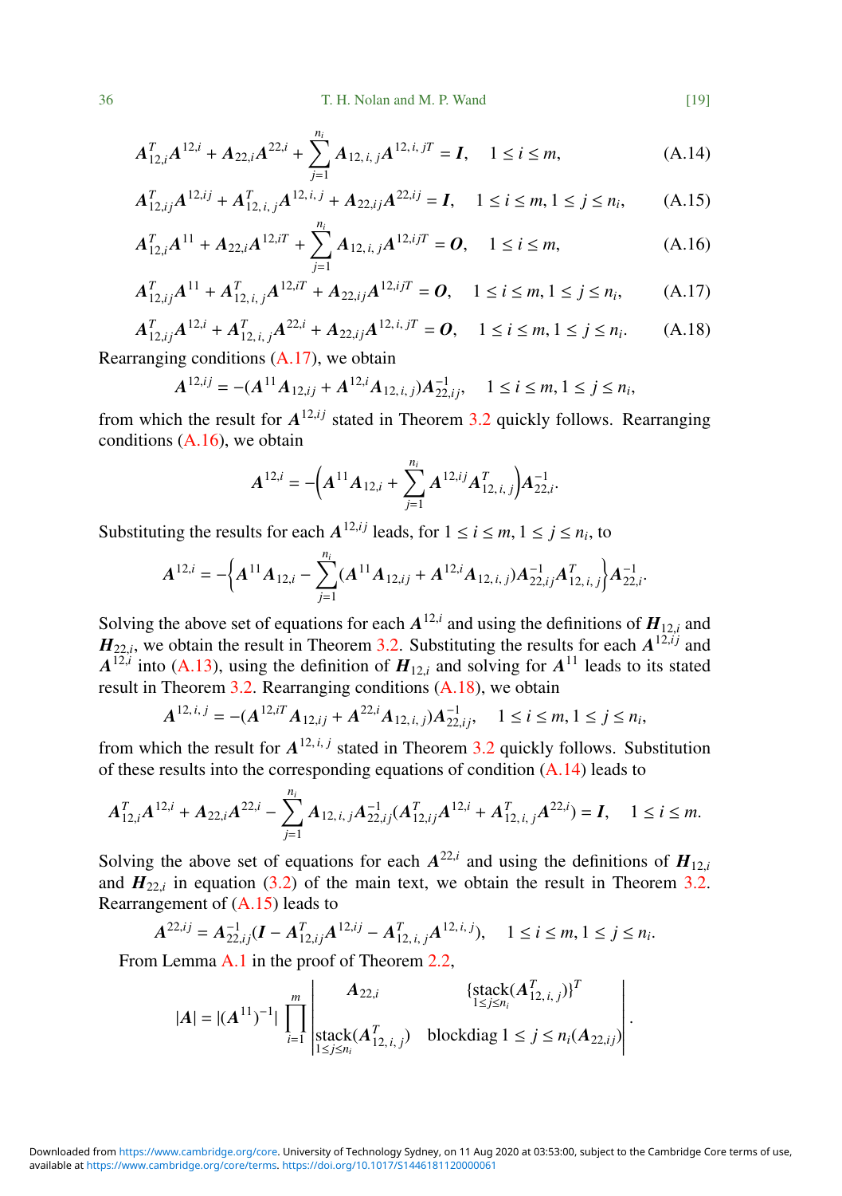$$\boldsymbol{A}_{12,i}^T\boldsymbol{A}^{12,i} + \boldsymbol{A}_{22,i}\boldsymbol{A}^{22,i} + \sum_{j=1}^{n_i}\boldsymbol{A}_{12,\,i,\,j}\boldsymbol{A}^{12,\,i,\,jT} = \boldsymbol{I}, \quad 1 \le i \le m, \tag{A.14}$$

$$\boldsymbol{A}_{12,ij}^T\boldsymbol{A}^{12,ij} + \boldsymbol{A}_{12,\,i,\,j}^T\boldsymbol{A}^{12,\,i,\,j} + \boldsymbol{A}_{22,ij}\boldsymbol{A}^{22,ij} = \boldsymbol{I}, \quad 1 \le i \le m, 1 \le j \le n_i, \tag{A.15}$$

$$\boldsymbol{A}_{12,i}^T\boldsymbol{A}^{11} + \boldsymbol{A}_{22,i}\boldsymbol{A}^{12,iT} + \sum_{j=1}^{n_i}\boldsymbol{A}_{12,\,i,\,j}\boldsymbol{A}^{12,ijT} = \boldsymbol{O}, \quad 1 \le i \le m, \tag{A.16}$$

$$\boldsymbol{A}_{12,ij}^T\boldsymbol{A}^{11} + \boldsymbol{A}_{12,\,i,\,j}^T\boldsymbol{A}^{12,iT} + \boldsymbol{A}_{22,ij}\boldsymbol{A}^{12,ijT} = \boldsymbol{O}, \quad 1 \le i \le m, 1 \le j \le n_i, \tag{A.17}$$

$$\boldsymbol{A}_{12,ij}^T\boldsymbol{A}^{12,i} + \boldsymbol{A}_{12,\,i,\,j}^T\boldsymbol{A}^{22,i} + \boldsymbol{A}_{22,ij}\boldsymbol{A}^{12,\,i,\,jT} = \boldsymbol{O}, \quad 1 \le i \le m, 1 \le j \le n_i. \tag{A.18}$$

Rearranging conditions (A.17), we obtain

$$\boldsymbol{A}^{12,ij} = -(\boldsymbol{A}^{11}\boldsymbol{A}_{12,ij} + \boldsymbol{A}^{12,i}\boldsymbol{A}_{12,\,i,\,j})\boldsymbol{A}_{22,ij}^{-1}, \quad 1 \le i \le m, 1 \le j \le n_i,$$

from which the result for $\boldsymbol{A}^{12,ij}$ stated in Theorem 3.2 quickly follows. Rearranging conditions (A.16), we obtain

$$\boldsymbol{A}^{12,i} = -\Big(\boldsymbol{A}^{11}\boldsymbol{A}_{12,i} + \sum_{j=1}^{n_i}\boldsymbol{A}^{12,ij}\boldsymbol{A}_{12,\,i,\,j}^T\Big)\boldsymbol{A}_{22,i}^{-1}.$$

Substituting the results for each $\boldsymbol{A}^{12,ij}$ leads, for $1 \le i \le m, 1 \le j \le n_i$, to

$$\boldsymbol{A}^{12,i} = -\Big\{\boldsymbol{A}^{11}\boldsymbol{A}_{12,i} - \sum_{j=1}^{n_i}(\boldsymbol{A}^{11}\boldsymbol{A}_{12,ij} + \boldsymbol{A}^{12,i}\boldsymbol{A}_{12,\,i,\,j})\boldsymbol{A}_{22,ij}^{-1}\boldsymbol{A}_{12,\,i,\,j}^T\Big\}\boldsymbol{A}_{22,i}^{-1}.$$

Solving the above set of equations for each $\boldsymbol{A}^{12,i}$ and using the definitions of $\boldsymbol{H}_{12,i}$ and $\boldsymbol{H}_{22,i}$, we obtain the result in Theorem 3.2. Substituting the results for each $\boldsymbol{A}^{12,ij}$ and $\boldsymbol{A}^{12,i}$ into (A.13), using the definition of $\boldsymbol{H}_{12,i}$ and solving for $\boldsymbol{A}^{11}$ leads to its stated result in Theorem 3.2. Rearranging conditions (A.18), we obtain

$$\boldsymbol{A}^{12,\,i,\,j} = -(\boldsymbol{A}^{12,iT}\boldsymbol{A}_{12,ij} + \boldsymbol{A}^{22,i}\boldsymbol{A}_{12,\,i,\,j})\boldsymbol{A}_{22,ij}^{-1}, \quad 1 \le i \le m, 1 \le j \le n_i,$$

from which the result for $\boldsymbol{A}^{12,\,i,\,j}$ stated in Theorem 3.2 quickly follows. Substitution of these results into the corresponding equations of condition (A.14) leads to

$$\boldsymbol{A}_{12,i}^T\boldsymbol{A}^{12,i} + \boldsymbol{A}_{22,i}\boldsymbol{A}^{22,i} - \sum_{j=1}^{n_i}\boldsymbol{A}_{12,\,i,\,j}\boldsymbol{A}_{22,ij}^{-1}(\boldsymbol{A}_{12,ij}^T\boldsymbol{A}^{12,i} + \boldsymbol{A}_{12,\,i,\,j}^T\boldsymbol{A}^{22,i}) = \boldsymbol{I}, \quad 1 \le i \le m.$$

Solving the above set of equations for each $\boldsymbol{A}^{22,i}$ and using the definitions of $\boldsymbol{H}_{12,i}$ and $\boldsymbol{H}_{22,i}$ in equation (3.2) of the main text, we obtain the result in Theorem 3.2. Rearrangement of (A.15) leads to

$$\boldsymbol{A}^{22,ij} = \boldsymbol{A}_{22,ij}^{-1}(\boldsymbol{I} - \boldsymbol{A}_{12,ij}^T\boldsymbol{A}^{12,ij} - \boldsymbol{A}_{12,\,i,\,j}^T\boldsymbol{A}^{12,\,i,\,j}), \quad 1 \le i \le m, 1 \le j \le n_i.$$

From Lemma A.1 in the proof of Theorem 2.2,

$$|\boldsymbol{A}| = |(\boldsymbol{A}^{11})^{-1}| \prod_{i=1}^{m}\begin{vmatrix} \boldsymbol{A}_{22,i} & \{\underset{1\le j\le n_i}{\text{stack}}(\boldsymbol{A}_{12,\,i,\,j}^T)\}^T \\ \underset{1\le j\le n_i}{\text{stack}}(\boldsymbol{A}_{12,\,i,\,j}^T) & \text{blockdiag}\ 1 \le j \le n_i(\boldsymbol{A}_{22,ij}) \end{vmatrix}.$$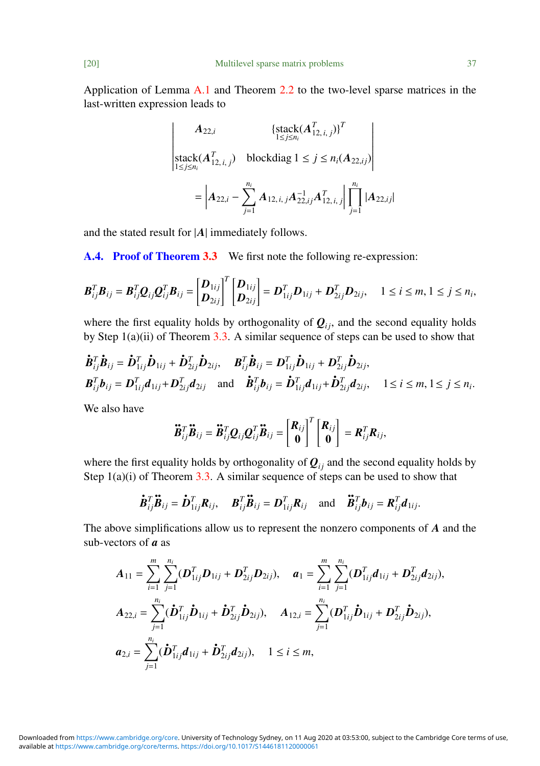Application of Lemma A.1 and Theorem 2.2 to the two-level sparse matrices in the last-written expression leads to

$$\begin{vmatrix} \boldsymbol{A}_{22,i} & \{\underset{1\le j\le n_i}{\text{stack}}(\boldsymbol{A}_{12,\,i,\,j}^T)\}^T \\ \underset{1\le j\le n_i}{\text{stack}}(\boldsymbol{A}_{12,\,i,\,j}^T) & \text{blockdiag } 1 \le j \le n_i(\boldsymbol{A}_{22,ij}) \end{vmatrix}$$

$$= \left| \boldsymbol{A}_{22,i} - \sum_{j=1}^{n_i} \boldsymbol{A}_{12,\,i,\,j} \boldsymbol{A}_{22,ij}^{-1} \boldsymbol{A}_{12,\,i,\,j}^T \right| \prod_{j=1}^{n_i} |\boldsymbol{A}_{22,ij}|$$

and the stated result for $|\boldsymbol{A}|$ immediately follows.

**A.4. Proof of Theorem 3.3** We first note the following re-expression:

$$\boldsymbol{B}_{ij}^T \boldsymbol{B}_{ij} = \boldsymbol{B}_{ij}^T \boldsymbol{Q}_{ij} \boldsymbol{Q}_{ij}^T \boldsymbol{B}_{ij} = \begin{bmatrix} \boldsymbol{D}_{1ij} \\ \boldsymbol{D}_{2ij} \end{bmatrix}^T \begin{bmatrix} \boldsymbol{D}_{1ij} \\ \boldsymbol{D}_{2ij} \end{bmatrix} = \boldsymbol{D}_{1ij}^T \boldsymbol{D}_{1ij} + \boldsymbol{D}_{2ij}^T \boldsymbol{D}_{2ij}, \quad 1 \le i \le m, 1 \le j \le n_i,$$

where the first equality holds by orthogonality of $\boldsymbol{Q}_{ij}$, and the second equality holds by Step 1(a)(ii) of Theorem 3.3. A similar sequence of steps can be used to show that

$$\dot{\boldsymbol{B}}_{ij}^T \dot{\boldsymbol{B}}_{ij} = \dot{\boldsymbol{D}}_{1ij}^T \dot{\boldsymbol{D}}_{1ij} + \dot{\boldsymbol{D}}_{2ij}^T \dot{\boldsymbol{D}}_{2ij}, \quad \boldsymbol{B}_{ij}^T \dot{\boldsymbol{B}}_{ij} = \boldsymbol{D}_{1ij}^T \dot{\boldsymbol{D}}_{1ij} + \boldsymbol{D}_{2ij}^T \dot{\boldsymbol{D}}_{2ij},$$
$$\boldsymbol{B}_{ij}^T \boldsymbol{b}_{ij} = \boldsymbol{D}_{1ij}^T \boldsymbol{d}_{1ij} + \boldsymbol{D}_{2ij}^T \boldsymbol{d}_{2ij} \quad \text{and} \quad \dot{\boldsymbol{B}}_{ij}^T \boldsymbol{b}_{ij} = \dot{\boldsymbol{D}}_{1ij}^T \boldsymbol{d}_{1ij} + \dot{\boldsymbol{D}}_{2ij}^T \boldsymbol{d}_{2ij}, \quad 1 \le i \le m, 1 \le j \le n_i.$$

We also have

$$\ddot{\boldsymbol{B}}_{ij}^T \ddot{\boldsymbol{B}}_{ij} = \ddot{\boldsymbol{B}}_{ij}^T \boldsymbol{Q}_{ij} \boldsymbol{Q}_{ij}^T \ddot{\boldsymbol{B}}_{ij} = \begin{bmatrix} \boldsymbol{R}_{ij} \\ \boldsymbol{0} \end{bmatrix}^T \begin{bmatrix} \boldsymbol{R}_{ij} \\ \boldsymbol{0} \end{bmatrix} = \boldsymbol{R}_{ij}^T \boldsymbol{R}_{ij},$$

where the first equality holds by orthogonality of $\boldsymbol{Q}_{ij}$ and the second equality holds by Step 1(a)(i) of Theorem 3.3. A similar sequence of steps can be used to show that

$$\dot{\boldsymbol{B}}_{ij}^T \ddot{\boldsymbol{B}}_{ij} = \dot{\boldsymbol{D}}_{1ij}^T \boldsymbol{R}_{ij}, \quad \boldsymbol{B}_{ij}^T \ddot{\boldsymbol{B}}_{ij} = \boldsymbol{D}_{1ij}^T \boldsymbol{R}_{ij} \quad \text{and} \quad \ddot{\boldsymbol{B}}_{ij}^T \boldsymbol{b}_{ij} = \boldsymbol{R}_{ij}^T \boldsymbol{d}_{1ij}.$$

The above simplifications allow us to represent the nonzero components of $\boldsymbol{A}$ and the sub-vectors of $\boldsymbol{a}$ as

$$\boldsymbol{A}_{11} = \sum_{i=1}^m \sum_{j=1}^{n_i} (\boldsymbol{D}_{1ij}^T \boldsymbol{D}_{1ij} + \boldsymbol{D}_{2ij}^T \boldsymbol{D}_{2ij}), \quad \boldsymbol{a}_1 = \sum_{i=1}^m \sum_{j=1}^{n_i} (\boldsymbol{D}_{1ij}^T \boldsymbol{d}_{1ij} + \boldsymbol{D}_{2ij}^T \boldsymbol{d}_{2ij}),$$

$$\boldsymbol{A}_{22,i} = \sum_{j=1}^{n_i} (\dot{\boldsymbol{D}}_{1ij}^T \dot{\boldsymbol{D}}_{1ij} + \dot{\boldsymbol{D}}_{2ij}^T \dot{\boldsymbol{D}}_{2ij}), \quad \boldsymbol{A}_{12,i} = \sum_{j=1}^{n_i} (\boldsymbol{D}_{1ij}^T \dot{\boldsymbol{D}}_{1ij} + \boldsymbol{D}_{2ij}^T \dot{\boldsymbol{D}}_{2ij}),$$

$$\boldsymbol{a}_{2,i} = \sum_{j=1}^{n_i} (\dot{\boldsymbol{D}}_{1ij}^T \boldsymbol{d}_{1ij} + \dot{\boldsymbol{D}}_{2ij}^T \boldsymbol{d}_{2ij}), \quad 1 \le i \le m,$$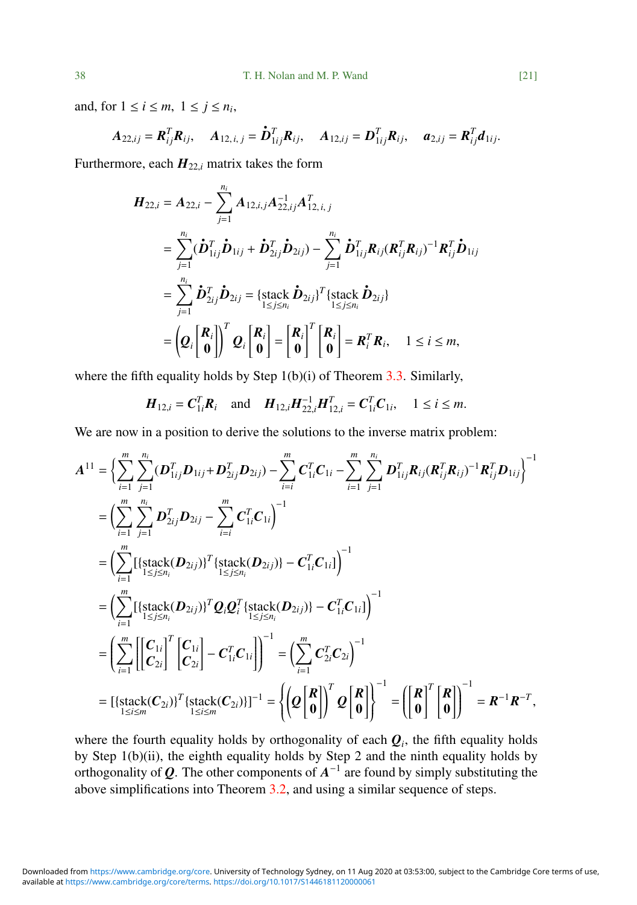and, for $1 \le i \le m,\ 1 \le j \le n_i$,

$$\boldsymbol{A}_{22,ij} = \boldsymbol{R}_{ij}^T \boldsymbol{R}_{ij}, \quad \boldsymbol{A}_{12,\dot{i},j} = \dot{\boldsymbol{D}}_{1ij}^T \boldsymbol{R}_{ij}, \quad \boldsymbol{A}_{12,ij} = \boldsymbol{D}_{1ij}^T \boldsymbol{R}_{ij}, \quad \boldsymbol{a}_{2,ij} = \boldsymbol{R}_{ij}^T \boldsymbol{d}_{1ij}.$$

Furthermore, each $\boldsymbol{H}_{22,i}$ matrix takes the form

$$\begin{aligned}
\boldsymbol{H}_{22,i} &= \boldsymbol{A}_{22,i} - \sum_{j=1}^{n_i} \boldsymbol{A}_{12,\dot{i},j} \boldsymbol{A}_{22,ij}^{-1} \boldsymbol{A}_{12,\dot{i},j}^T \\
&= \sum_{j=1}^{n_i} (\dot{\boldsymbol{D}}_{1ij}^T \dot{\boldsymbol{D}}_{1ij} + \dot{\boldsymbol{D}}_{2ij}^T \dot{\boldsymbol{D}}_{2ij}) - \sum_{j=1}^{n_i} \dot{\boldsymbol{D}}_{1ij}^T \boldsymbol{R}_{ij} (\boldsymbol{R}_{ij}^T \boldsymbol{R}_{ij})^{-1} \boldsymbol{R}_{ij}^T \dot{\boldsymbol{D}}_{1ij} \\
&= \sum_{j=1}^{n_i} \dot{\boldsymbol{D}}_{2ij}^T \dot{\boldsymbol{D}}_{2ij} = \{\underset{1\le j\le n_i}{\text{stack}}\, \dot{\boldsymbol{D}}_{2ij}\}^T \{\underset{1\le j\le n_i}{\text{stack}}\, \dot{\boldsymbol{D}}_{2ij}\} \\
&= \left(\boldsymbol{Q}_i \begin{bmatrix} \boldsymbol{R}_i \\ \boldsymbol{0} \end{bmatrix}\right)^T \boldsymbol{Q}_i \begin{bmatrix} \boldsymbol{R}_i \\ \boldsymbol{0} \end{bmatrix} = \begin{bmatrix} \boldsymbol{R}_i \\ \boldsymbol{0} \end{bmatrix}^T \begin{bmatrix} \boldsymbol{R}_i \\ \boldsymbol{0} \end{bmatrix} = \boldsymbol{R}_i^T \boldsymbol{R}_i, \quad 1 \le i \le m,
\end{aligned}$$

where the fifth equality holds by Step 1(b)(i) of Theorem 3.3. Similarly,

$$\boldsymbol{H}_{12,i} = \boldsymbol{C}_{1i}^T \boldsymbol{R}_i \quad \text{and} \quad \boldsymbol{H}_{12,i} \boldsymbol{H}_{22,i}^{-1} \boldsymbol{H}_{12,i}^T = \boldsymbol{C}_{1i}^T \boldsymbol{C}_{1i}, \quad 1 \le i \le m.$$

We are now in a position to derive the solutions to the inverse matrix problem:

$$\begin{aligned}
\boldsymbol{A}^{11} &= \left\{ \sum_{i=1}^{m} \sum_{j=1}^{n_i} (\boldsymbol{D}_{1ij}^T \boldsymbol{D}_{1ij} + \boldsymbol{D}_{2ij}^T \boldsymbol{D}_{2ij}) - \sum_{i=i}^{m} \boldsymbol{C}_{1i}^T \boldsymbol{C}_{1i} - \sum_{i=1}^{m} \sum_{j=1}^{n_i} \boldsymbol{D}_{1ij}^T \boldsymbol{R}_{ij} (\boldsymbol{R}_{ij}^T \boldsymbol{R}_{ij})^{-1} \boldsymbol{R}_{ij}^T \boldsymbol{D}_{1ij} \right\}^{-1} \\
&= \left( \sum_{i=1}^{m} \sum_{j=1}^{n_i} \boldsymbol{D}_{2ij}^T \boldsymbol{D}_{2ij} - \sum_{i=i}^{m} \boldsymbol{C}_{1i}^T \boldsymbol{C}_{1i} \right)^{-1} \\
&= \left( \sum_{i=1}^{m} [\{\underset{1\le j\le n_i}{\text{stack}}(\boldsymbol{D}_{2ij})\}^T \{\underset{1\le j\le n_i}{\text{stack}}(\boldsymbol{D}_{2ij})\} - \boldsymbol{C}_{1i}^T \boldsymbol{C}_{1i}] \right)^{-1} \\
&= \left( \sum_{i=1}^{m} [\{\underset{1\le j\le n_i}{\text{stack}}(\boldsymbol{D}_{2ij})\}^T \boldsymbol{Q}_i \boldsymbol{Q}_i^T \{\underset{1\le j\le n_i}{\text{stack}}(\boldsymbol{D}_{2ij})\} - \boldsymbol{C}_{1i}^T \boldsymbol{C}_{1i}] \right)^{-1} \\
&= \left( \sum_{i=1}^{m} \left[ \begin{bmatrix} \boldsymbol{C}_{1i} \\ \boldsymbol{C}_{2i} \end{bmatrix}^T \begin{bmatrix} \boldsymbol{C}_{1i} \\ \boldsymbol{C}_{2i} \end{bmatrix} - \boldsymbol{C}_{1i}^T \boldsymbol{C}_{1i} \right] \right)^{-1} = \left( \sum_{i=1}^{m} \boldsymbol{C}_{2i}^T \boldsymbol{C}_{2i} \right)^{-1} \\
&= [\{\underset{1\le i\le m}{\text{stack}}(\boldsymbol{C}_{2i})\}^T \{\underset{1\le i\le m}{\text{stack}}(\boldsymbol{C}_{2i})\}]^{-1} = \left\{ \left( \boldsymbol{Q} \begin{bmatrix} \boldsymbol{R} \\ \boldsymbol{0} \end{bmatrix} \right)^T \boldsymbol{Q} \begin{bmatrix} \boldsymbol{R} \\ \boldsymbol{0} \end{bmatrix} \right\}^{-1} = \left( \begin{bmatrix} \boldsymbol{R} \\ \boldsymbol{0} \end{bmatrix}^T \begin{bmatrix} \boldsymbol{R} \\ \boldsymbol{0} \end{bmatrix} \right)^{-1} = \boldsymbol{R}^{-1} \boldsymbol{R}^{-T},
\end{aligned}$$

where the fourth equality holds by orthogonality of each $\boldsymbol{Q}_i$, the fifth equality holds by Step 1(b)(ii), the eighth equality holds by Step 2 and the ninth equality holds by orthogonality of $\boldsymbol{Q}$. The other components of $\boldsymbol{A}^{-1}$ are found by simply substituting the above simplifications into Theorem 3.2, and using a similar sequence of steps.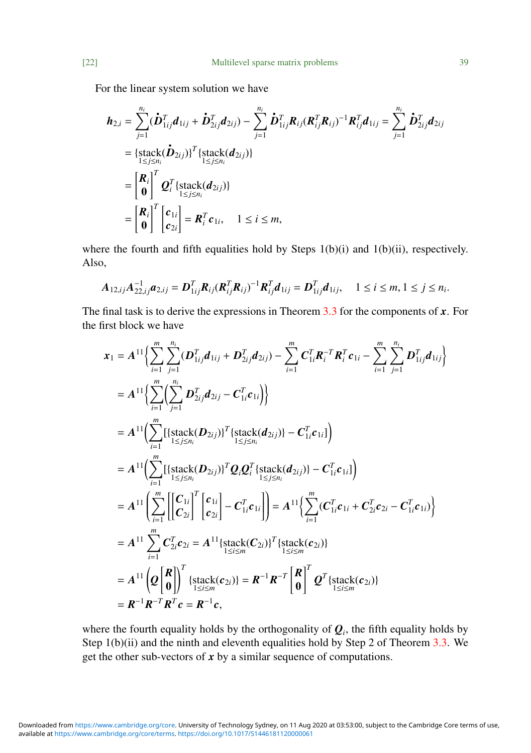For the linear system solution we have

$$
\begin{aligned}
\boldsymbol{h}_{2,i} &= \sum_{j=1}^{n_i} (\dot{\boldsymbol{D}}_{1ij}^T \boldsymbol{d}_{1ij} + \dot{\boldsymbol{D}}_{2ij}^T \boldsymbol{d}_{2ij}) - \sum_{j=1}^{n_i} \dot{\boldsymbol{D}}_{1ij}^T \boldsymbol{R}_{ij} (\boldsymbol{R}_{ij}^T \boldsymbol{R}_{ij})^{-1} \boldsymbol{R}_{ij}^T \boldsymbol{d}_{1ij} = \sum_{j=1}^{n_i} \dot{\boldsymbol{D}}_{2ij}^T \boldsymbol{d}_{2ij} \\
&= \{\underset{1 \le j \le n_i}{\text{stack}}(\dot{\boldsymbol{D}}_{2ij})\}^T \{\underset{1 \le j \le n_i}{\text{stack}}(\boldsymbol{d}_{2ij})\} \\
&= \begin{bmatrix} \boldsymbol{R}_i \\ \boldsymbol{0} \end{bmatrix}^T \boldsymbol{Q}_i^T \{\underset{1 \le j \le n_i}{\text{stack}}(\boldsymbol{d}_{2ij})\} \\
&= \begin{bmatrix} \boldsymbol{R}_i \\ \boldsymbol{0} \end{bmatrix}^T \begin{bmatrix} \boldsymbol{c}_{1i} \\ \boldsymbol{c}_{2i} \end{bmatrix} = \boldsymbol{R}_i^T \boldsymbol{c}_{1i}, \quad 1 \le i \le m,
\end{aligned}
$$

where the fourth and fifth equalities hold by Steps 1(b)(i) and 1(b)(ii), respectively. Also,

$$
\boldsymbol{A}_{12,ij} \boldsymbol{A}_{22,ij}^{-1} \boldsymbol{a}_{2,ij} = \boldsymbol{D}_{1ij}^T \boldsymbol{R}_{ij} (\boldsymbol{R}_{ij}^T \boldsymbol{R}_{ij})^{-1} \boldsymbol{R}_{ij}^T \boldsymbol{d}_{1ij} = \boldsymbol{D}_{1ij}^T \boldsymbol{d}_{1ij}, \quad 1 \le i \le m, 1 \le j \le n_i.
$$

The final task is to derive the expressions in Theorem 3.3 for the components of $\boldsymbol{x}$. For the first block we have

$$
\begin{aligned}
\boldsymbol{x}_1 &= \boldsymbol{A}^{11} \Big\{ \sum_{i=1}^{m} \sum_{j=1}^{n_i} (\boldsymbol{D}_{1ij}^T \boldsymbol{d}_{1ij} + \boldsymbol{D}_{2ij}^T \boldsymbol{d}_{2ij}) - \sum_{i=1}^{m} \boldsymbol{C}_{1i}^T \boldsymbol{R}_i^{-T} \boldsymbol{R}_i^T \boldsymbol{c}_{1i} - \sum_{i=1}^{m} \sum_{j=1}^{n_i} \boldsymbol{D}_{1ij}^T \boldsymbol{d}_{1ij} \Big\} \\
&= \boldsymbol{A}^{11} \Big\{ \sum_{i=1}^{m} \Big( \sum_{j=1}^{n_i} \boldsymbol{D}_{2ij}^T \boldsymbol{d}_{2ij} - \boldsymbol{C}_{1i}^T \boldsymbol{c}_{1i} \Big) \Big\} \\
&= \boldsymbol{A}^{11} \Big( \sum_{i=1}^{m} [\{\underset{1 \le j \le n_i}{\text{stack}}(\boldsymbol{D}_{2ij})\}^T \{\underset{1 \le j \le n_i}{\text{stack}}(\boldsymbol{d}_{2ij})\} - \boldsymbol{C}_{1i}^T \boldsymbol{c}_{1i}] \Big) \\
&= \boldsymbol{A}^{11} \Big( \sum_{i=1}^{m} [\{\underset{1 \le j \le n_i}{\text{stack}}(\boldsymbol{D}_{2ij})\}^T \boldsymbol{Q}_i \boldsymbol{Q}_i^T \{\underset{1 \le j \le n_i}{\text{stack}}(\boldsymbol{d}_{2ij})\} - \boldsymbol{C}_{1i}^T \boldsymbol{c}_{1i}] \Big) \\
&= \boldsymbol{A}^{11} \left( \sum_{i=1}^{m} \left[ \begin{bmatrix} \boldsymbol{C}_{1i} \\ \boldsymbol{C}_{2i} \end{bmatrix}^T \begin{bmatrix} \boldsymbol{c}_{1i} \\ \boldsymbol{c}_{2i} \end{bmatrix} - \boldsymbol{C}_{1i}^T \boldsymbol{c}_{1i} \right] \right) = \boldsymbol{A}^{11} \Big\{ \sum_{i=1}^{m} (\boldsymbol{C}_{1i}^T \boldsymbol{c}_{1i} + \boldsymbol{C}_{2i}^T \boldsymbol{c}_{2i} - \boldsymbol{C}_{1i}^T \boldsymbol{c}_{1i}) \Big\} \\
&= \boldsymbol{A}^{11} \sum_{i=1}^{m} \boldsymbol{C}_{2i}^T \boldsymbol{c}_{2i} = \boldsymbol{A}^{11} \{\underset{1 \le i \le m}{\text{stack}}(\boldsymbol{C}_{2i})\}^T \{\underset{1 \le i \le m}{\text{stack}}(\boldsymbol{c}_{2i})\} \\
&= \boldsymbol{A}^{11} \left( \boldsymbol{Q} \begin{bmatrix} \boldsymbol{R} \\ \boldsymbol{0} \end{bmatrix} \right)^T \{\underset{1 \le i \le m}{\text{stack}}(\boldsymbol{c}_{2i})\} = \boldsymbol{R}^{-1} \boldsymbol{R}^{-T} \begin{bmatrix} \boldsymbol{R} \\ \boldsymbol{0} \end{bmatrix}^T \boldsymbol{Q}^T \{\underset{1 \le i \le m}{\text{stack}}(\boldsymbol{c}_{2i})\} \\
&= \boldsymbol{R}^{-1} \boldsymbol{R}^{-T} \boldsymbol{R}^T \boldsymbol{c} = \boldsymbol{R}^{-1} \boldsymbol{c},
\end{aligned}
$$

where the fourth equality holds by the orthogonality of $\boldsymbol{Q}_i$, the fifth equality holds by Step 1(b)(ii) and the ninth and eleventh equalities hold by Step 2 of Theorem 3.3. We get the other sub-vectors of $\boldsymbol{x}$ by a similar sequence of computations.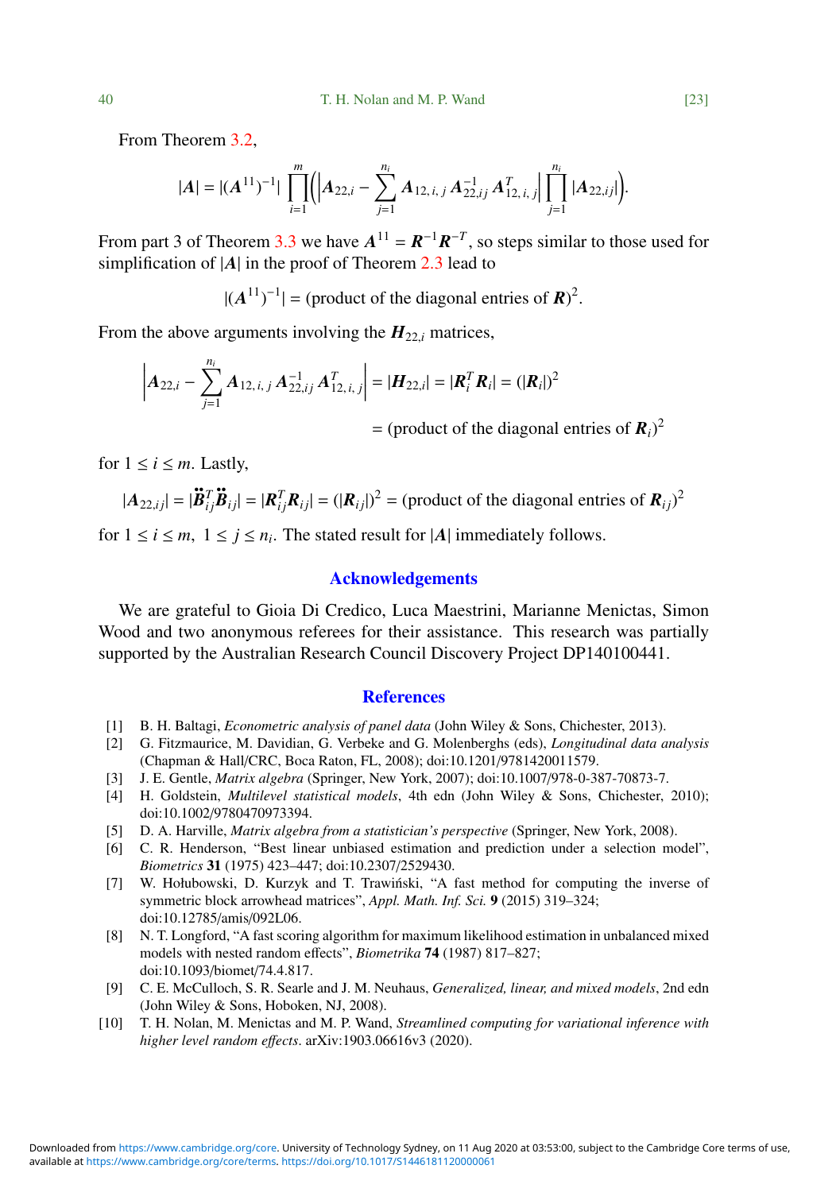From Theorem 3.2,

$$|\boldsymbol{A}| = |(\boldsymbol{A}^{11})^{-1}| \prod_{i=1}^{m}\left(\left|\boldsymbol{A}_{22,i} - \sum_{j=1}^{n_i} \boldsymbol{A}_{12,\,i,\,j}\, \boldsymbol{A}_{22,ij}^{-1}\, \boldsymbol{A}_{12,\,i,\,j}^{T}\right| \prod_{j=1}^{n_i} |\boldsymbol{A}_{22,ij}|\right).$$

From part 3 of Theorem 3.3 we have $\boldsymbol{A}^{11} = \boldsymbol{R}^{-1}\boldsymbol{R}^{-T}$, so steps similar to those used for simplification of $|\boldsymbol{A}|$ in the proof of Theorem 2.3 lead to

$$|(\boldsymbol{A}^{11})^{-1}| = (\text{product of the diagonal entries of } \boldsymbol{R})^2.$$

From the above arguments involving the $\boldsymbol{H}_{22,i}$ matrices,

$$\begin{aligned}\left|\boldsymbol{A}_{22,i} - \sum_{j=1}^{n_i} \boldsymbol{A}_{12,\,i,\,j}\, \boldsymbol{A}_{22,ij}^{-1}\, \boldsymbol{A}_{12,\,i,\,j}^{T}\right| &= |\boldsymbol{H}_{22,i}| = |\boldsymbol{R}_i^T \boldsymbol{R}_i| = (|\boldsymbol{R}_i|)^2 \\ &= (\text{product of the diagonal entries of } \boldsymbol{R}_i)^2\end{aligned}$$

for $1 \le i \le m$. Lastly,

$$|\boldsymbol{A}_{22,ij}| = |\ddot{\boldsymbol{B}}_{ij}^T \ddot{\boldsymbol{B}}_{ij}| = |\boldsymbol{R}_{ij}^T \boldsymbol{R}_{ij}| = (|\boldsymbol{R}_{ij}|)^2 = (\text{product of the diagonal entries of } \boldsymbol{R}_{ij})^2$$

for $1 \le i \le m,\ 1 \le j \le n_i$. The stated result for $|\boldsymbol{A}|$ immediately follows.

## Acknowledgements

We are grateful to Gioia Di Credico, Luca Maestrini, Marianne Menictas, Simon Wood and two anonymous referees for their assistance. This research was partially supported by the Australian Research Council Discovery Project DP140100441.

## References

[1] B. H. Baltagi, *Econometric analysis of panel data* (John Wiley & Sons, Chichester, 2013).

[2] G. Fitzmaurice, M. Davidian, G. Verbeke and G. Molenberghs (eds), *Longitudinal data analysis* (Chapman & Hall/CRC, Boca Raton, FL, 2008); doi:10.1201/9781420011579.

[3] J. E. Gentle, *Matrix algebra* (Springer, New York, 2007); doi:10.1007/978-0-387-70873-7.

[4] H. Goldstein, *Multilevel statistical models*, 4th edn (John Wiley & Sons, Chichester, 2010); doi:10.1002/9780470973394.

[5] D. A. Harville, *Matrix algebra from a statistician's perspective* (Springer, New York, 2008).

[6] C. R. Henderson, "Best linear unbiased estimation and prediction under a selection model", *Biometrics* **31** (1975) 423–447; doi:10.2307/2529430.

[7] W. Hołubowski, D. Kurzyk and T. Trawiński, "A fast method for computing the inverse of symmetric block arrowhead matrices", *Appl. Math. Inf. Sci.* **9** (2015) 319–324; doi:10.12785/amis/092L06.

[8] N. T. Longford, "A fast scoring algorithm for maximum likelihood estimation in unbalanced mixed models with nested random effects", *Biometrika* **74** (1987) 817–827; doi:10.1093/biomet/74.4.817.

[9] C. E. McCulloch, S. R. Searle and J. M. Neuhaus, *Generalized, linear, and mixed models*, 2nd edn (John Wiley & Sons, Hoboken, NJ, 2008).

[10] T. H. Nolan, M. Menictas and M. P. Wand, *Streamlined computing for variational inference with higher level random effects*. arXiv:1903.06616v3 (2020).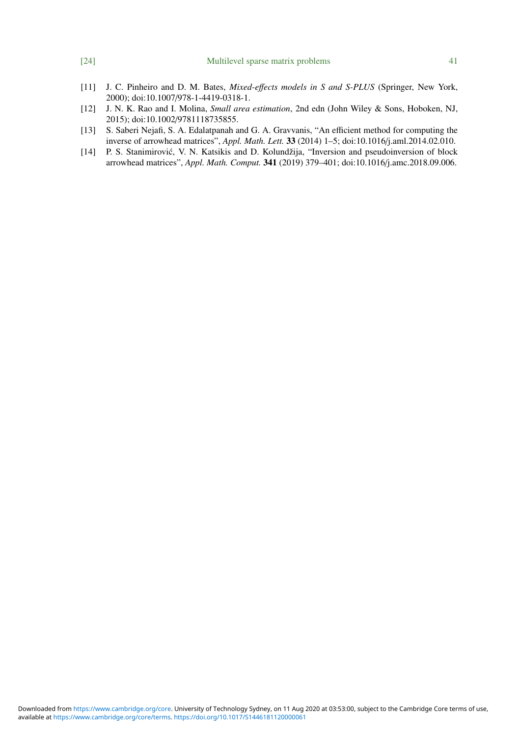[11] J. C. Pinheiro and D. M. Bates, *Mixed-effects models in S and S-PLUS* (Springer, New York, 2000); doi:10.1007/978-1-4419-0318-1.

[12] J. N. K. Rao and I. Molina, *Small area estimation*, 2nd edn (John Wiley & Sons, Hoboken, NJ, 2015); doi:10.1002/9781118735855.

[13] S. Saberi Nejafi, S. A. Edalatpanah and G. A. Gravvanis, "An efficient method for computing the inverse of arrowhead matrices", *Appl. Math. Lett.* **33** (2014) 1–5; doi:10.1016/j.aml.2014.02.010.

[14] P. S. Stanimirović, V. N. Katsikis and D. Kolundžija, "Inversion and pseudoinversion of block arrowhead matrices", *Appl. Math. Comput.* **341** (2019) 379–401; doi:10.1016/j.amc.2018.09.006.